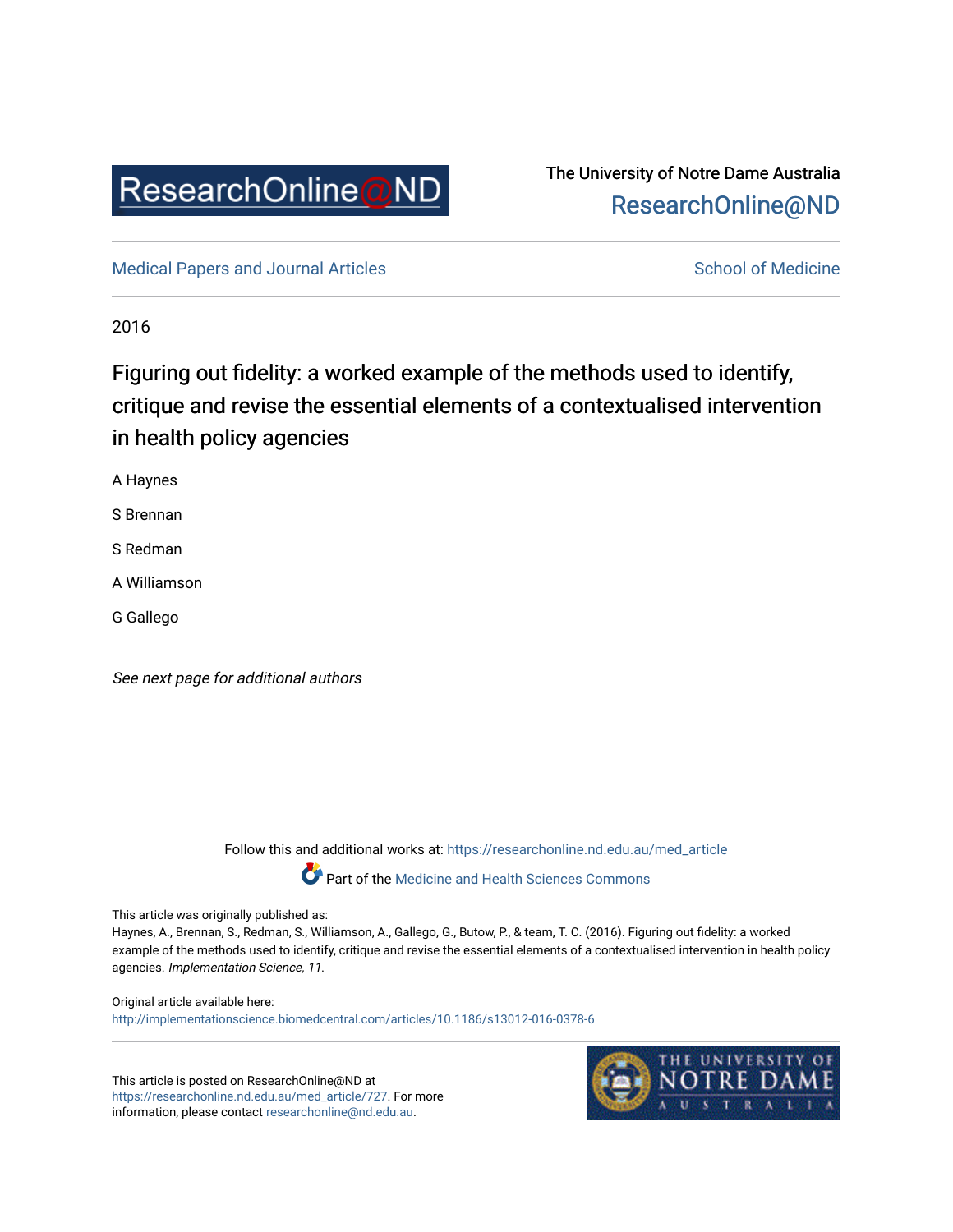ResearchOnline@ND

The University of Notre Dame Australia
ResearchOnline@ND

Medical Papers and Journal Articles

School of Medicine

2016

# Figuring out fidelity: a worked example of the methods used to identify, critique and revise the essential elements of a contextualised intervention in health policy agencies

A Haynes

S Brennan

S Redman

A Williamson

G Gallego

*See next page for additional authors*

Follow this and additional works at: https://researchonline.nd.edu.au/med_article

Part of the Medicine and Health Sciences Commons

This article was originally published as:
Haynes, A., Brennan, S., Redman, S., Williamson, A., Gallego, G., Butow, P., & team, T. C. (2016). Figuring out fidelity: a worked example of the methods used to identify, critique and revise the essential elements of a contextualised intervention in health policy agencies. *Implementation Science, 11*.

Original article available here:
http://implementationscience.biomedcentral.com/articles/10.1186/s13012-016-0378-6

This article is posted on ResearchOnline@ND at https://researchonline.nd.edu.au/med_article/727. For more information, please contact researchonline@nd.edu.au.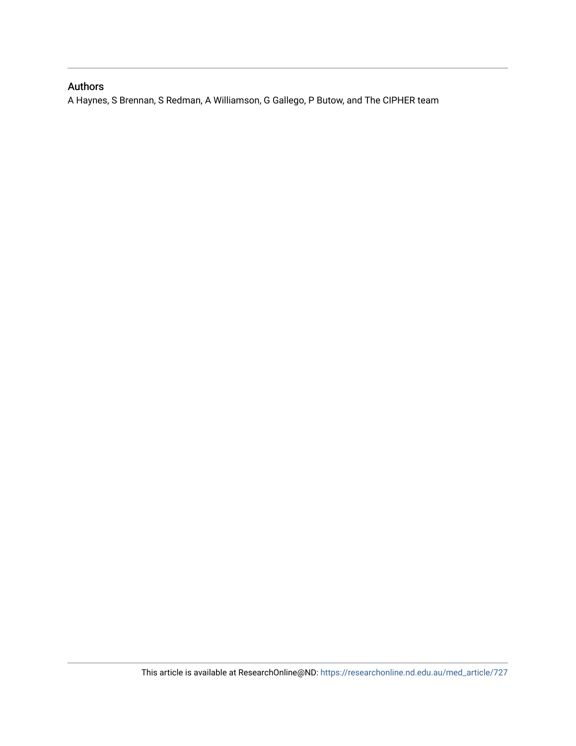## Authors

A Haynes, S Brennan, S Redman, A Williamson, G Gallego, P Butow, and The CIPHER team

This article is available at ResearchOnline@ND: https://researchonline.nd.edu.au/med_article/727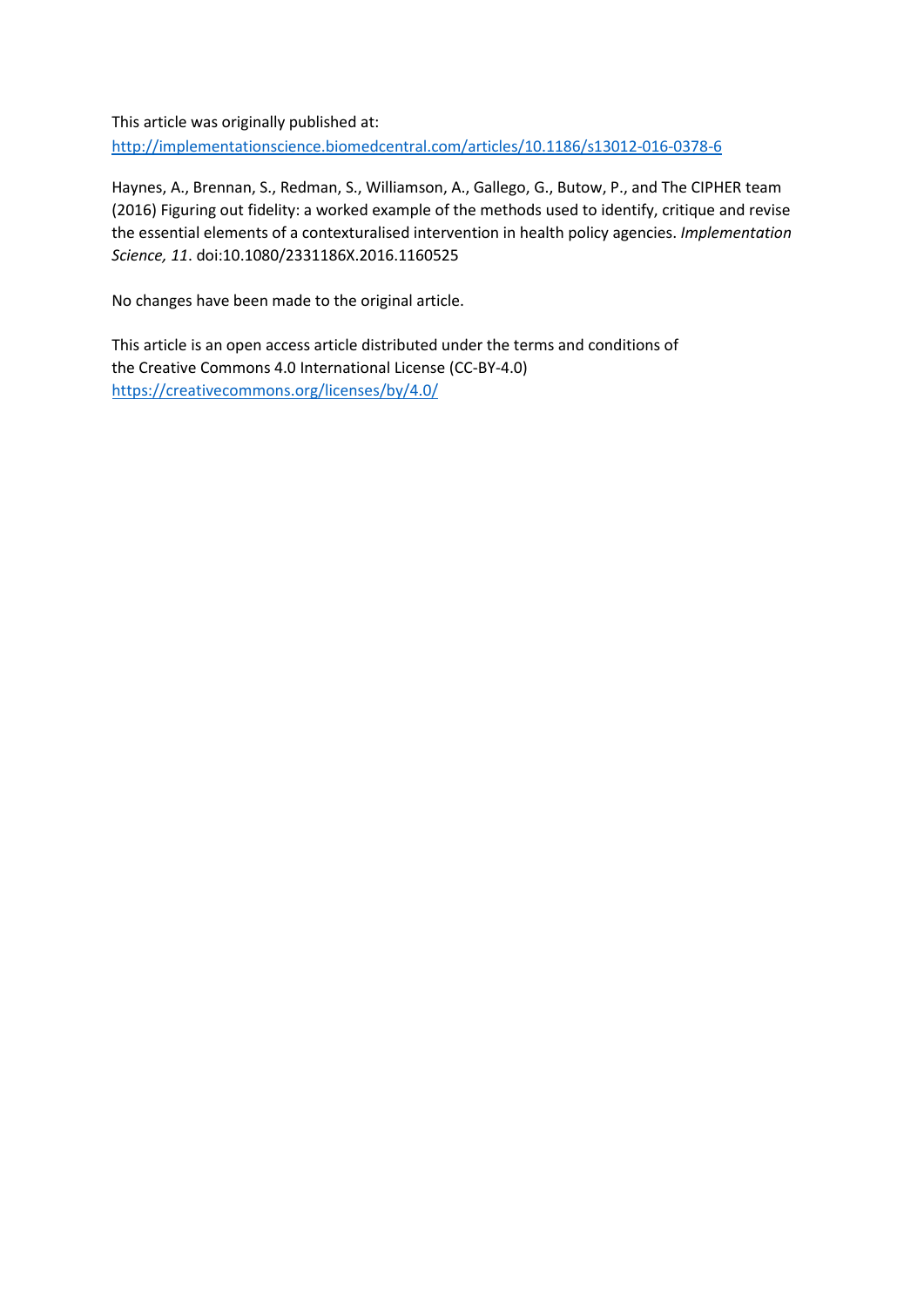This article was originally published at:
http://implementationscience.biomedcentral.com/articles/10.1186/s13012-016-0378-6

Haynes, A., Brennan, S., Redman, S., Williamson, A., Gallego, G., Butow, P., and The CIPHER team (2016) Figuring out fidelity: a worked example of the methods used to identify, critique and revise the essential elements of a contexturalised intervention in health policy agencies. *Implementation Science, 11*. doi:10.1080/2331186X.2016.1160525

No changes have been made to the original article.

This article is an open access article distributed under the terms and conditions of the Creative Commons 4.0 International License (CC-BY-4.0)
https://creativecommons.org/licenses/by/4.0/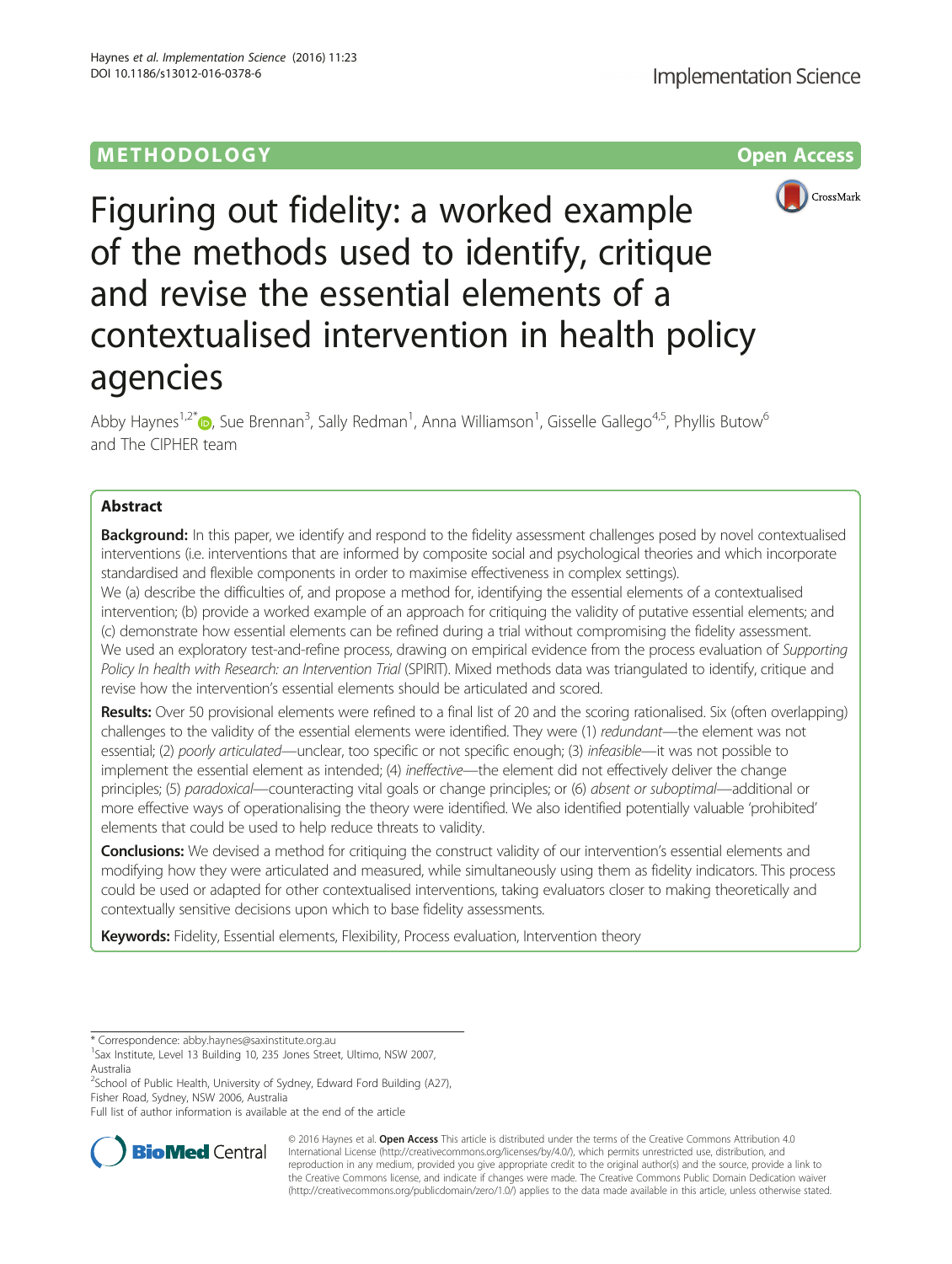# Figuring out fidelity: a worked example of the methods used to identify, critique and revise the essential elements of a contextualised intervention in health policy agencies

Abby Haynes[1,2*], Sue Brennan[3], Sally Redman[1], Anna Williamson[1], Gisselle Gallego[4,5], Phyllis Butow[6] and The CIPHER team

## Abstract

**Background:** In this paper, we identify and respond to the fidelity assessment challenges posed by novel contextualised interventions (i.e. interventions that are informed by composite social and psychological theories and which incorporate standardised and flexible components in order to maximise effectiveness in complex settings).

We (a) describe the difficulties of, and propose a method for, identifying the essential elements of a contextualised intervention; (b) provide a worked example of an approach for critiquing the validity of putative essential elements; and (c) demonstrate how essential elements can be refined during a trial without compromising the fidelity assessment.

We used an exploratory test-and-refine process, drawing on empirical evidence from the process evaluation of *Supporting Policy In health with Research: an Intervention Trial* (SPIRIT). Mixed methods data was triangulated to identify, critique and revise how the intervention's essential elements should be articulated and scored.

**Results:** Over 50 provisional elements were refined to a final list of 20 and the scoring rationalised. Six (often overlapping) challenges to the validity of the essential elements were identified. They were (1) *redundant*—the element was not essential; (2) *poorly articulated*—unclear, too specific or not specific enough; (3) *infeasible*—it was not possible to implement the essential element as intended; (4) *ineffective*—the element did not effectively deliver the change principles; (5) *paradoxical*—counteracting vital goals or change principles; or (6) *absent or suboptimal*—additional or more effective ways of operationalising the theory were identified. We also identified potentially valuable 'prohibited' elements that could be used to help reduce threats to validity.

**Conclusions:** We devised a method for critiquing the construct validity of our intervention's essential elements and modifying how they were articulated and measured, while simultaneously using them as fidelity indicators. This process could be used or adapted for other contextualised interventions, taking evaluators closer to making theoretically and contextually sensitive decisions upon which to base fidelity assessments.

**Keywords:** Fidelity, Essential elements, Flexibility, Process evaluation, Intervention theory

\* Correspondence: abby.haynes@saxinstitute.org.au

[1]Sax Institute, Level 13 Building 10, 235 Jones Street, Ultimo, NSW 2007, Australia

[2]School of Public Health, University of Sydney, Edward Ford Building (A27), Fisher Road, Sydney, NSW 2006, Australia

Full list of author information is available at the end of the article

© 2016 Haynes et al. **Open Access** This article is distributed under the terms of the Creative Commons Attribution 4.0 International License (http://creativecommons.org/licenses/by/4.0/), which permits unrestricted use, distribution, and reproduction in any medium, provided you give appropriate credit to the original author(s) and the source, provide a link to the Creative Commons license, and indicate if changes were made. The Creative Commons Public Domain Dedication waiver (http://creativecommons.org/publicdomain/zero/1.0/) applies to the data made available in this article, unless otherwise stated.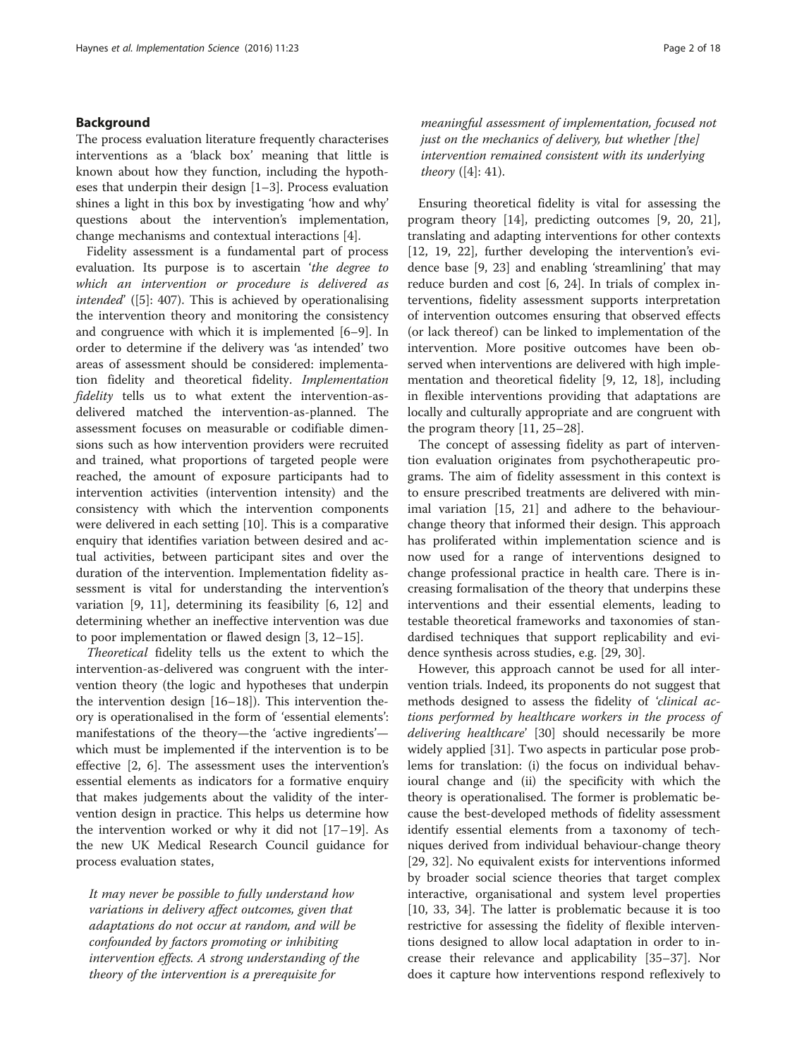## Background

The process evaluation literature frequently characterises interventions as a 'black box' meaning that little is known about how they function, including the hypotheses that underpin their design [1–3]. Process evaluation shines a light in this box by investigating 'how and why' questions about the intervention's implementation, change mechanisms and contextual interactions [4].

Fidelity assessment is a fundamental part of process evaluation. Its purpose is to ascertain '*the degree to which an intervention or procedure is delivered as intended*' ([5]: 407). This is achieved by operationalising the intervention theory and monitoring the consistency and congruence with which it is implemented [6–9]. In order to determine if the delivery was 'as intended' two areas of assessment should be considered: implementation fidelity and theoretical fidelity. *Implementation fidelity* tells us to what extent the intervention-as-delivered matched the intervention-as-planned. The assessment focuses on measurable or codifiable dimensions such as how intervention providers were recruited and trained, what proportions of targeted people were reached, the amount of exposure participants had to intervention activities (intervention intensity) and the consistency with which the intervention components were delivered in each setting [10]. This is a comparative enquiry that identifies variation between desired and actual activities, between participant sites and over the duration of the intervention. Implementation fidelity assessment is vital for understanding the intervention's variation [9, 11], determining its feasibility [6, 12] and determining whether an ineffective intervention was due to poor implementation or flawed design [3, 12–15].

*Theoretical* fidelity tells us the extent to which the intervention-as-delivered was congruent with the intervention theory (the logic and hypotheses that underpin the intervention design [16–18]). This intervention theory is operationalised in the form of 'essential elements': manifestations of the theory—the 'active ingredients'—which must be implemented if the intervention is to be effective [2, 6]. The assessment uses the intervention's essential elements as indicators for a formative enquiry that makes judgements about the validity of the intervention design in practice. This helps us determine how the intervention worked or why it did not [17–19]. As the new UK Medical Research Council guidance for process evaluation states,

> *It may never be possible to fully understand how variations in delivery affect outcomes, given that adaptations do not occur at random, and will be confounded by factors promoting or inhibiting intervention effects. A strong understanding of the theory of the intervention is a prerequisite for meaningful assessment of implementation, focused not just on the mechanics of delivery, but whether [the] intervention remained consistent with its underlying theory* ([4]: 41).

Ensuring theoretical fidelity is vital for assessing the program theory [14], predicting outcomes [9, 20, 21], translating and adapting interventions for other contexts [12, 19, 22], further developing the intervention's evidence base [9, 23] and enabling 'streamlining' that may reduce burden and cost [6, 24]. In trials of complex interventions, fidelity assessment supports interpretation of intervention outcomes ensuring that observed effects (or lack thereof) can be linked to implementation of the intervention. More positive outcomes have been observed when interventions are delivered with high implementation and theoretical fidelity [9, 12, 18], including in flexible interventions providing that adaptations are locally and culturally appropriate and are congruent with the program theory [11, 25–28].

The concept of assessing fidelity as part of intervention evaluation originates from psychotherapeutic programs. The aim of fidelity assessment in this context is to ensure prescribed treatments are delivered with minimal variation [15, 21] and adhere to the behaviour-change theory that informed their design. This approach has proliferated within implementation science and is now used for a range of interventions designed to change professional practice in health care. There is increasing formalisation of the theory that underpins these interventions and their essential elements, leading to testable theoretical frameworks and taxonomies of standardised techniques that support replicability and evidence synthesis across studies, e.g. [29, 30].

However, this approach cannot be used for all intervention trials. Indeed, its proponents do not suggest that methods designed to assess the fidelity of '*clinical actions performed by healthcare workers in the process of delivering healthcare*' [30] should necessarily be more widely applied [31]. Two aspects in particular pose problems for translation: (i) the focus on individual behavioural change and (ii) the specificity with which the theory is operationalised. The former is problematic because the best-developed methods of fidelity assessment identify essential elements from a taxonomy of techniques derived from individual behaviour-change theory [29, 32]. No equivalent exists for interventions informed by broader social science theories that target complex interactive, organisational and system level properties [10, 33, 34]. The latter is problematic because it is too restrictive for assessing the fidelity of flexible interventions designed to allow local adaptation in order to increase their relevance and applicability [35–37]. Nor does it capture how interventions respond reflexively to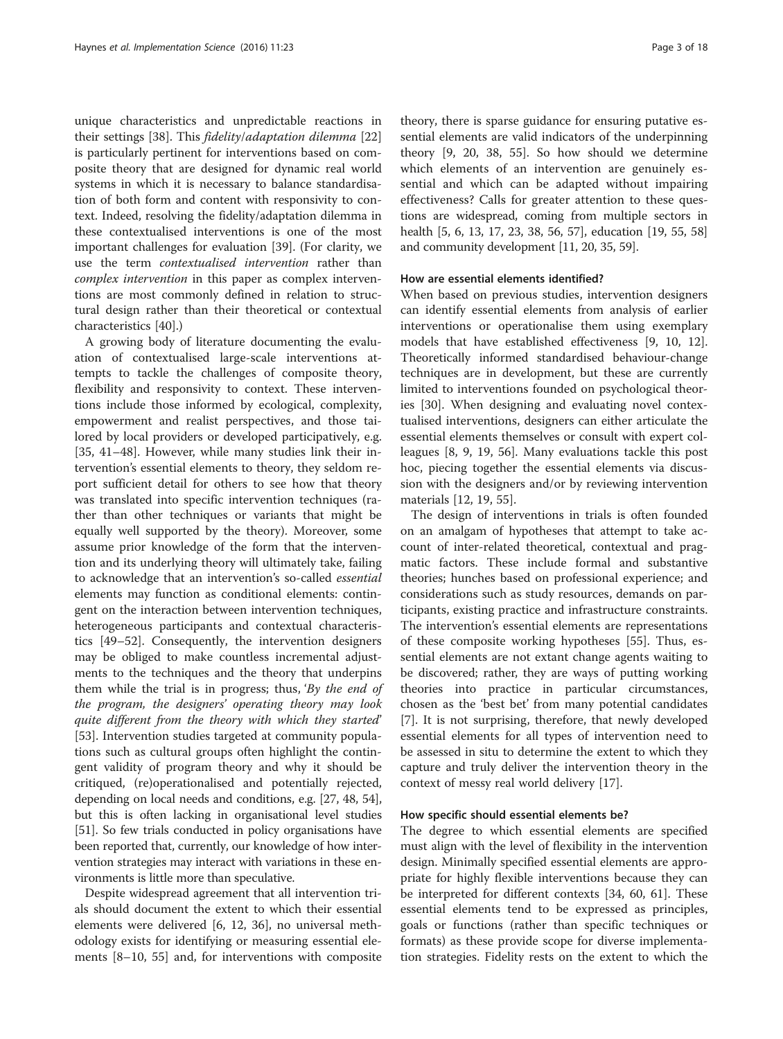unique characteristics and unpredictable reactions in their settings [38]. This *fidelity/adaptation dilemma* [22] is particularly pertinent for interventions based on composite theory that are designed for dynamic real world systems in which it is necessary to balance standardisation of both form and content with responsivity to context. Indeed, resolving the fidelity/adaptation dilemma in these contextualised interventions is one of the most important challenges for evaluation [39]. (For clarity, we use the term *contextualised intervention* rather than *complex intervention* in this paper as complex interventions are most commonly defined in relation to structural design rather than their theoretical or contextual characteristics [40].)

A growing body of literature documenting the evaluation of contextualised large-scale interventions attempts to tackle the challenges of composite theory, flexibility and responsivity to context. These interventions include those informed by ecological, complexity, empowerment and realist perspectives, and those tailored by local providers or developed participatively, e.g. [35, 41–48]. However, while many studies link their intervention's essential elements to theory, they seldom report sufficient detail for others to see how that theory was translated into specific intervention techniques (rather than other techniques or variants that might be equally well supported by the theory). Moreover, some assume prior knowledge of the form that the intervention and its underlying theory will ultimately take, failing to acknowledge that an intervention's so-called *essential* elements may function as conditional elements: contingent on the interaction between intervention techniques, heterogeneous participants and contextual characteristics [49–52]. Consequently, the intervention designers may be obliged to make countless incremental adjustments to the techniques and the theory that underpins them while the trial is in progress; thus, '*By the end of the program, the designers' operating theory may look quite different from the theory with which they started*' [53]. Intervention studies targeted at community populations such as cultural groups often highlight the contingent validity of program theory and why it should be critiqued, (re)operationalised and potentially rejected, depending on local needs and conditions, e.g. [27, 48, 54], but this is often lacking in organisational level studies [51]. So few trials conducted in policy organisations have been reported that, currently, our knowledge of how intervention strategies may interact with variations in these environments is little more than speculative.

Despite widespread agreement that all intervention trials should document the extent to which their essential elements were delivered [6, 12, 36], no universal methodology exists for identifying or measuring essential elements [8–10, 55] and, for interventions with composite theory, there is sparse guidance for ensuring putative essential elements are valid indicators of the underpinning theory [9, 20, 38, 55]. So how should we determine which elements of an intervention are genuinely essential and which can be adapted without impairing effectiveness? Calls for greater attention to these questions are widespread, coming from multiple sectors in health [5, 6, 13, 17, 23, 38, 56, 57], education [19, 55, 58] and community development [11, 20, 35, 59].

### How are essential elements identified?

When based on previous studies, intervention designers can identify essential elements from analysis of earlier interventions or operationalise them using exemplary models that have established effectiveness [9, 10, 12]. Theoretically informed standardised behaviour-change techniques are in development, but these are currently limited to interventions founded on psychological theories [30]. When designing and evaluating novel contextualised interventions, designers can either articulate the essential elements themselves or consult with expert colleagues [8, 9, 19, 56]. Many evaluations tackle this post hoc, piecing together the essential elements via discussion with the designers and/or by reviewing intervention materials [12, 19, 55].

The design of interventions in trials is often founded on an amalgam of hypotheses that attempt to take account of inter-related theoretical, contextual and pragmatic factors. These include formal and substantive theories; hunches based on professional experience; and considerations such as study resources, demands on participants, existing practice and infrastructure constraints. The intervention's essential elements are representations of these composite working hypotheses [55]. Thus, essential elements are not extant change agents waiting to be discovered; rather, they are ways of putting working theories into practice in particular circumstances, chosen as the 'best bet' from many potential candidates [7]. It is not surprising, therefore, that newly developed essential elements for all types of intervention need to be assessed in situ to determine the extent to which they capture and truly deliver the intervention theory in the context of messy real world delivery [17].

### How specific should essential elements be?

The degree to which essential elements are specified must align with the level of flexibility in the intervention design. Minimally specified essential elements are appropriate for highly flexible interventions because they can be interpreted for different contexts [34, 60, 61]. These essential elements tend to be expressed as principles, goals or functions (rather than specific techniques or formats) as these provide scope for diverse implementation strategies. Fidelity rests on the extent to which the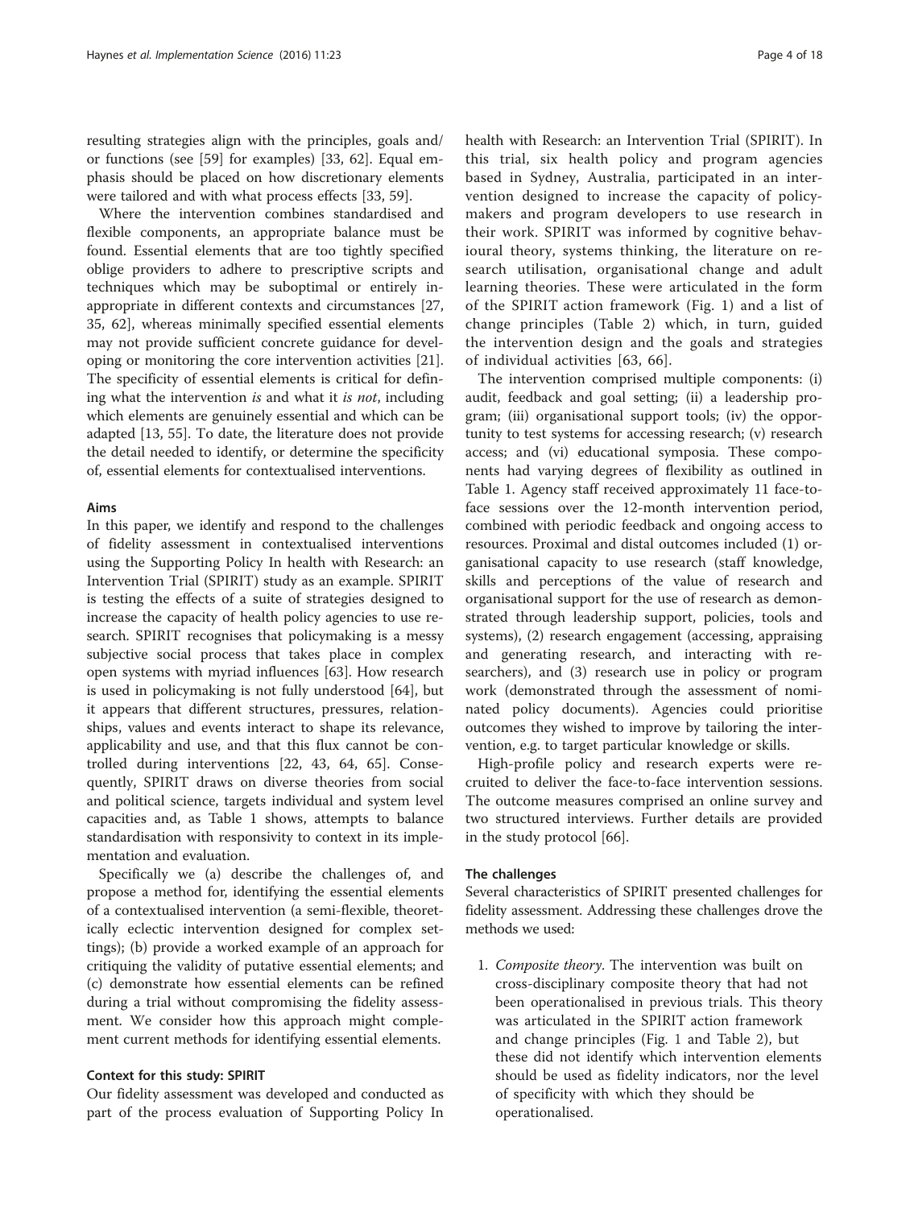resulting strategies align with the principles, goals and/or functions (see [59] for examples) [33, 62]. Equal emphasis should be placed on how discretionary elements were tailored and with what process effects [33, 59].

Where the intervention combines standardised and flexible components, an appropriate balance must be found. Essential elements that are too tightly specified oblige providers to adhere to prescriptive scripts and techniques which may be suboptimal or entirely inappropriate in different contexts and circumstances [27, 35, 62], whereas minimally specified essential elements may not provide sufficient concrete guidance for developing or monitoring the core intervention activities [21]. The specificity of essential elements is critical for defining what the intervention *is* and what it *is not*, including which elements are genuinely essential and which can be adapted [13, 55]. To date, the literature does not provide the detail needed to identify, or determine the specificity of, essential elements for contextualised interventions.

#### Aims

In this paper, we identify and respond to the challenges of fidelity assessment in contextualised interventions using the Supporting Policy In health with Research: an Intervention Trial (SPIRIT) study as an example. SPIRIT is testing the effects of a suite of strategies designed to increase the capacity of health policy agencies to use research. SPIRIT recognises that policymaking is a messy subjective social process that takes place in complex open systems with myriad influences [63]. How research is used in policymaking is not fully understood [64], but it appears that different structures, pressures, relationships, values and events interact to shape its relevance, applicability and use, and that this flux cannot be controlled during interventions [22, 43, 64, 65]. Consequently, SPIRIT draws on diverse theories from social and political science, targets individual and system level capacities and, as Table 1 shows, attempts to balance standardisation with responsivity to context in its implementation and evaluation.

Specifically we (a) describe the challenges of, and propose a method for, identifying the essential elements of a contextualised intervention (a semi-flexible, theoretically eclectic intervention designed for complex settings); (b) provide a worked example of an approach for critiquing the validity of putative essential elements; and (c) demonstrate how essential elements can be refined during a trial without compromising the fidelity assessment. We consider how this approach might complement current methods for identifying essential elements.

#### Context for this study: SPIRIT

Our fidelity assessment was developed and conducted as part of the process evaluation of Supporting Policy In health with Research: an Intervention Trial (SPIRIT). In this trial, six health policy and program agencies based in Sydney, Australia, participated in an intervention designed to increase the capacity of policymakers and program developers to use research in their work. SPIRIT was informed by cognitive behavioural theory, systems thinking, the literature on research utilisation, organisational change and adult learning theories. These were articulated in the form of the SPIRIT action framework (Fig. 1) and a list of change principles (Table 2) which, in turn, guided the intervention design and the goals and strategies of individual activities [63, 66].

The intervention comprised multiple components: (i) audit, feedback and goal setting; (ii) a leadership program; (iii) organisational support tools; (iv) the opportunity to test systems for accessing research; (v) research access; and (vi) educational symposia. These components had varying degrees of flexibility as outlined in Table 1. Agency staff received approximately 11 face-to-face sessions over the 12-month intervention period, combined with periodic feedback and ongoing access to resources. Proximal and distal outcomes included (1) organisational capacity to use research (staff knowledge, skills and perceptions of the value of research and organisational support for the use of research as demonstrated through leadership support, policies, tools and systems), (2) research engagement (accessing, appraising and generating research, and interacting with researchers), and (3) research use in policy or program work (demonstrated through the assessment of nominated policy documents). Agencies could prioritise outcomes they wished to improve by tailoring the intervention, e.g. to target particular knowledge or skills.

High-profile policy and research experts were recruited to deliver the face-to-face intervention sessions. The outcome measures comprised an online survey and two structured interviews. Further details are provided in the study protocol [66].

#### The challenges

Several characteristics of SPIRIT presented challenges for fidelity assessment. Addressing these challenges drove the methods we used:

1. *Composite theory.* The intervention was built on cross-disciplinary composite theory that had not been operationalised in previous trials. This theory was articulated in the SPIRIT action framework and change principles (Fig. 1 and Table 2), but these did not identify which intervention elements should be used as fidelity indicators, nor the level of specificity with which they should be operationalised.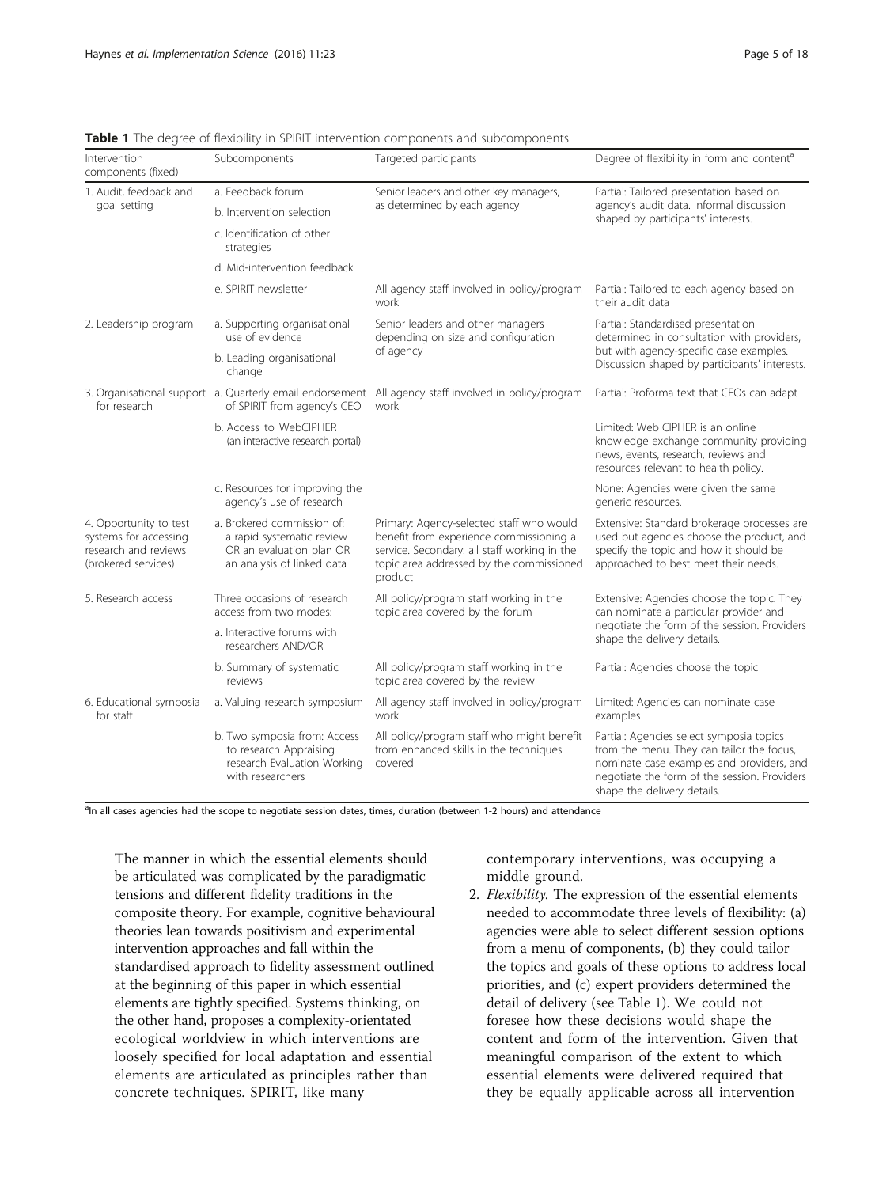**Table 1** The degree of flexibility in SPIRIT intervention components and subcomponents

| Intervention components (fixed) | Subcomponents | Targeted participants | Degree of flexibility in form and content[a] |
|---|---|---|---|
| 1. Audit, feedback and goal setting | a. Feedback forum | Senior leaders and other key managers, as determined by each agency | Partial: Tailored presentation based on agency's audit data. Informal discussion shaped by participants' interests. |
| | b. Intervention selection | | |
| | c. Identification of other strategies | | |
| | d. Mid-intervention feedback | | |
| | e. SPIRIT newsletter | All agency staff involved in policy/program work | Partial: Tailored to each agency based on their audit data |
| 2. Leadership program | a. Supporting organisational use of evidence | Senior leaders and other managers depending on size and configuration of agency | Partial: Standardised presentation determined in consultation with providers, but with agency-specific case examples. Discussion shaped by participants' interests. |
| | b. Leading organisational change | | |
| 3. Organisational support for research | a. Quarterly email endorsement of SPIRIT from agency's CEO | All agency staff involved in policy/program work | Partial: Proforma text that CEOs can adapt |
| | b. Access to WebCIPHER (an interactive research portal) | | Limited: Web CIPHER is an online knowledge exchange community providing news, events, research, reviews and resources relevant to health policy. |
| | c. Resources for improving the agency's use of research | | None: Agencies were given the same generic resources. |
| 4. Opportunity to test systems for accessing research and reviews (brokered services) | a. Brokered commission of: a rapid systematic review OR an evaluation plan OR an analysis of linked data | Primary: Agency-selected staff who would benefit from experience commissioning a service. Secondary: all staff working in the topic area addressed by the commissioned product | Extensive: Standard brokerage processes are used but agencies choose the product, and specify the topic and how it should be approached to best meet their needs. |
| 5. Research access | Three occasions of research access from two modes: | All policy/program staff working in the topic area covered by the forum | Extensive: Agencies choose the topic. They can nominate a particular provider and negotiate the form of the session. Providers shape the delivery details. |
| | a. Interactive forums with researchers AND/OR | | |
| | b. Summary of systematic reviews | All policy/program staff working in the topic area covered by the review | Partial: Agencies choose the topic |
| 6. Educational symposia for staff | a. Valuing research symposium | All agency staff involved in policy/program work | Limited: Agencies can nominate case examples |
| | b. Two symposia from: Access to research Appraising research Evaluation Working with researchers | All policy/program staff who might benefit from enhanced skills in the techniques covered | Partial: Agencies select symposia topics from the menu. They can tailor the focus, nominate case examples and providers, and negotiate the form of the session. Providers shape the delivery details. |

[a]In all cases agencies had the scope to negotiate session dates, times, duration (between 1-2 hours) and attendance

The manner in which the essential elements should be articulated was complicated by the paradigmatic tensions and different fidelity traditions in the composite theory. For example, cognitive behavioural theories lean towards positivism and experimental intervention approaches and fall within the standardised approach to fidelity assessment outlined at the beginning of this paper in which essential elements are tightly specified. Systems thinking, on the other hand, proposes a complexity-orientated ecological worldview in which interventions are loosely specified for local adaptation and essential elements are articulated as principles rather than concrete techniques. SPIRIT, like many contemporary interventions, was occupying a middle ground.

2. *Flexibility.* The expression of the essential elements needed to accommodate three levels of flexibility: (a) agencies were able to select different session options from a menu of components, (b) they could tailor the topics and goals of these options to address local priorities, and (c) expert providers determined the detail of delivery (see Table 1). We could not foresee how these decisions would shape the content and form of the intervention. Given that meaningful comparison of the extent to which essential elements were delivered required that they be equally applicable across all intervention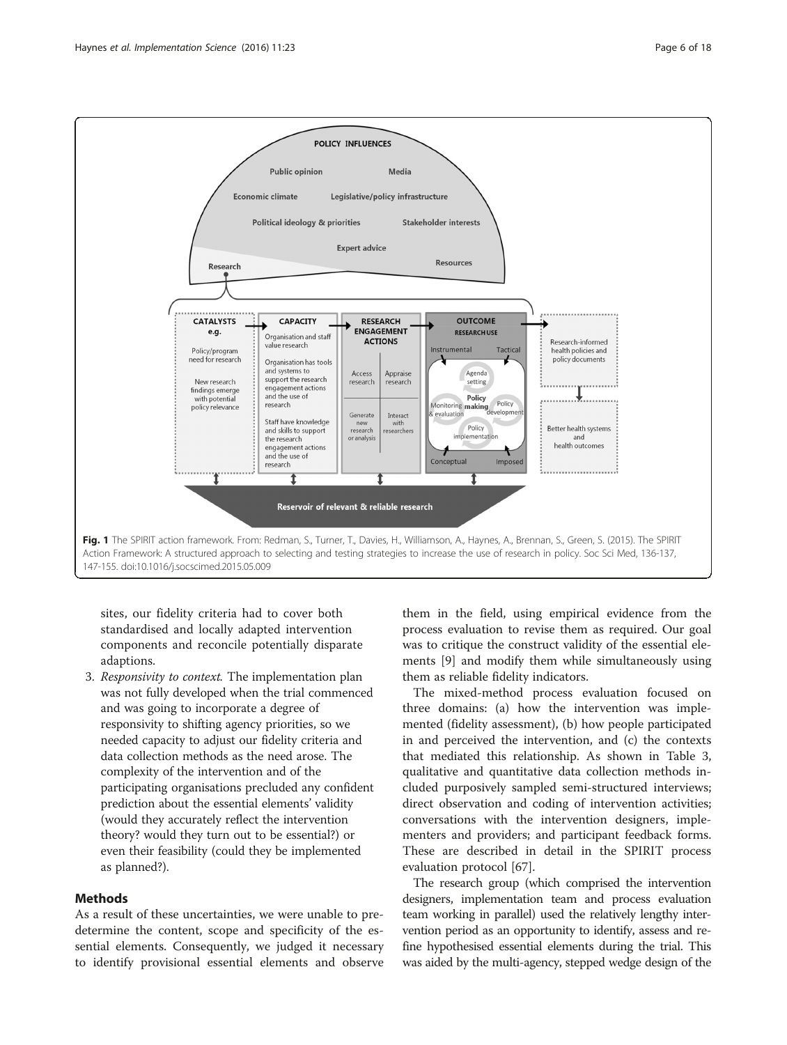Fig. 1 The SPIRIT action framework. From: Redman, S., Turner, T., Davies, H., Williamson, A., Haynes, A., Brennan, S., Green, S. (2015). The SPIRIT Action Framework: A structured approach to selecting and testing strategies to increase the use of research in policy. Soc Sci Med, 136-137, 147-155. doi:10.1016/j.socscimed.2015.05.009

sites, our fidelity criteria had to cover both standardised and locally adapted intervention components and reconcile potentially disparate adaptions.

3. *Responsivity to context.* The implementation plan was not fully developed when the trial commenced and was going to incorporate a degree of responsivity to shifting agency priorities, so we needed capacity to adjust our fidelity criteria and data collection methods as the need arose. The complexity of the intervention and of the participating organisations precluded any confident prediction about the essential elements' validity (would they accurately reflect the intervention theory? would they turn out to be essential?) or even their feasibility (could they be implemented as planned?).

## Methods

As a result of these uncertainties, we were unable to predetermine the content, scope and specificity of the essential elements. Consequently, we judged it necessary to identify provisional essential elements and observe them in the field, using empirical evidence from the process evaluation to revise them as required. Our goal was to critique the construct validity of the essential elements [9] and modify them while simultaneously using them as reliable fidelity indicators.

The mixed-method process evaluation focused on three domains: (a) how the intervention was implemented (fidelity assessment), (b) how people participated in and perceived the intervention, and (c) the contexts that mediated this relationship. As shown in Table 3, qualitative and quantitative data collection methods included purposively sampled semi-structured interviews; direct observation and coding of intervention activities; conversations with the intervention designers, implementers and providers; and participant feedback forms. These are described in detail in the SPIRIT process evaluation protocol [67].

The research group (which comprised the intervention designers, implementation team and process evaluation team working in parallel) used the relatively lengthy intervention period as an opportunity to identify, assess and refine hypothesised essential elements during the trial. This was aided by the multi-agency, stepped wedge design of the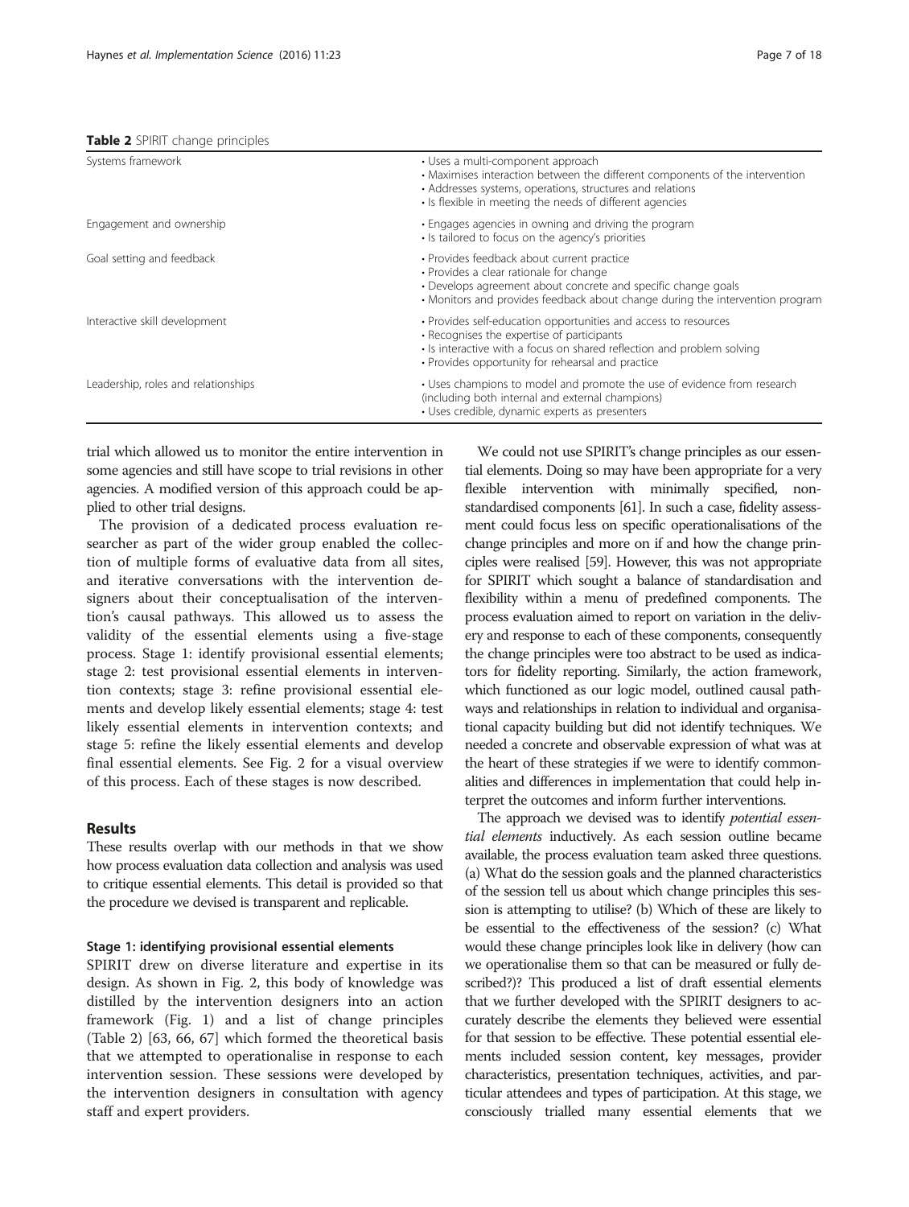**Table 2** SPIRIT change principles

| | |
|---|---|
| Systems framework | • Uses a multi-component approach<br>• Maximises interaction between the different components of the intervention<br>• Addresses systems, operations, structures and relations<br>• Is flexible in meeting the needs of different agencies |
| Engagement and ownership | • Engages agencies in owning and driving the program<br>• Is tailored to focus on the agency's priorities |
| Goal setting and feedback | • Provides feedback about current practice<br>• Provides a clear rationale for change<br>• Develops agreement about concrete and specific change goals<br>• Monitors and provides feedback about change during the intervention program |
| Interactive skill development | • Provides self-education opportunities and access to resources<br>• Recognises the expertise of participants<br>• Is interactive with a focus on shared reflection and problem solving<br>• Provides opportunity for rehearsal and practice |
| Leadership, roles and relationships | • Uses champions to model and promote the use of evidence from research (including both internal and external champions)<br>• Uses credible, dynamic experts as presenters |

trial which allowed us to monitor the entire intervention in some agencies and still have scope to trial revisions in other agencies. A modified version of this approach could be applied to other trial designs.

The provision of a dedicated process evaluation researcher as part of the wider group enabled the collection of multiple forms of evaluative data from all sites, and iterative conversations with the intervention designers about their conceptualisation of the intervention's causal pathways. This allowed us to assess the validity of the essential elements using a five-stage process. Stage 1: identify provisional essential elements; stage 2: test provisional essential elements in intervention contexts; stage 3: refine provisional essential elements and develop likely essential elements; stage 4: test likely essential elements in intervention contexts; and stage 5: refine the likely essential elements and develop final essential elements. See Fig. 2 for a visual overview of this process. Each of these stages is now described.

## Results

These results overlap with our methods in that we show how process evaluation data collection and analysis was used to critique essential elements. This detail is provided so that the procedure we devised is transparent and replicable.

### Stage 1: identifying provisional essential elements

SPIRIT drew on diverse literature and expertise in its design. As shown in Fig. 2, this body of knowledge was distilled by the intervention designers into an action framework (Fig. 1) and a list of change principles (Table 2) [63, 66, 67] which formed the theoretical basis that we attempted to operationalise in response to each intervention session. These sessions were developed by the intervention designers in consultation with agency staff and expert providers.

We could not use SPIRIT's change principles as our essential elements. Doing so may have been appropriate for a very flexible intervention with minimally specified, non-standardised components [61]. In such a case, fidelity assessment could focus less on specific operationalisations of the change principles and more on if and how the change principles were realised [59]. However, this was not appropriate for SPIRIT which sought a balance of standardisation and flexibility within a menu of predefined components. The process evaluation aimed to report on variation in the delivery and response to each of these components, consequently the change principles were too abstract to be used as indicators for fidelity reporting. Similarly, the action framework, which functioned as our logic model, outlined causal pathways and relationships in relation to individual and organisational capacity building but did not identify techniques. We needed a concrete and observable expression of what was at the heart of these strategies if we were to identify commonalities and differences in implementation that could help interpret the outcomes and inform further interventions.

The approach we devised was to identify *potential essential elements* inductively. As each session outline became available, the process evaluation team asked three questions. (a) What do the session goals and the planned characteristics of the session tell us about which change principles this session is attempting to utilise? (b) Which of these are likely to be essential to the effectiveness of the session? (c) What would these change principles look like in delivery (how can we operationalise them so that can be measured or fully described?)? This produced a list of draft essential elements that we further developed with the SPIRIT designers to accurately describe the elements they believed were essential for that session to be effective. These potential essential elements included session content, key messages, provider characteristics, presentation techniques, activities, and particular attendees and types of participation. At this stage, we consciously trialled many essential elements that we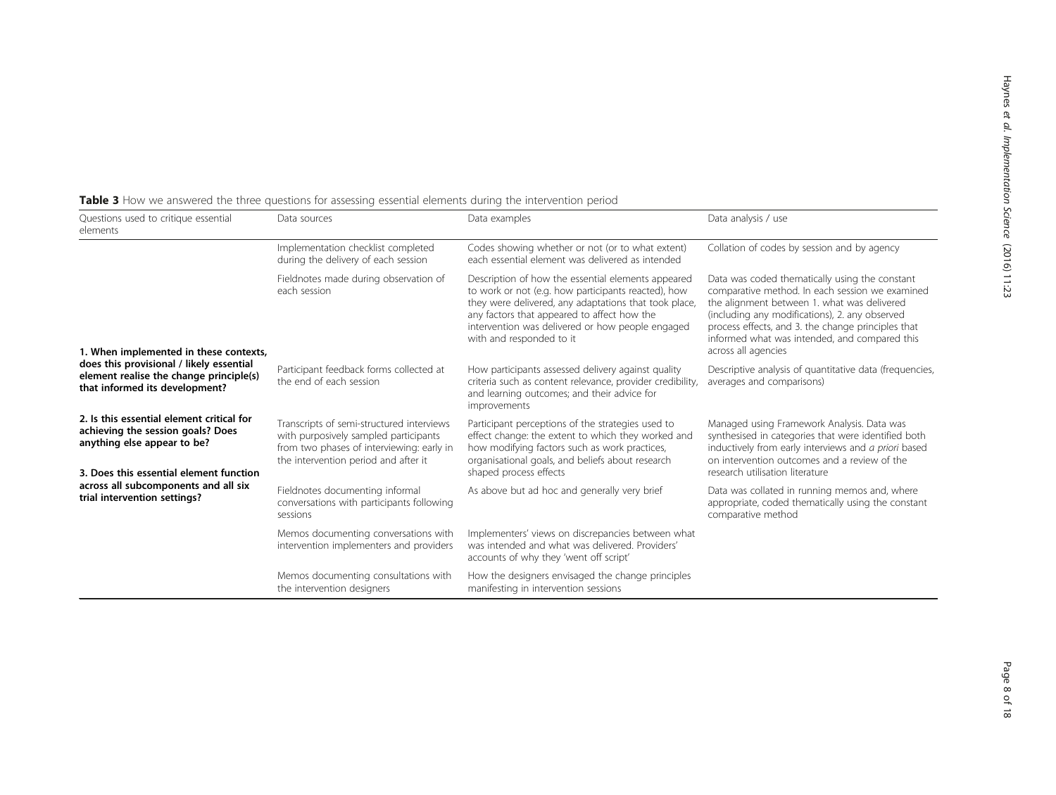**Table 3** How we answered the three questions for assessing essential elements during the intervention period

| Questions used to critique essential elements | Data sources | Data examples | Data analysis / use |
|---|---|---|---|
| **1. When implemented in these contexts, does this provisional / likely essential element realise the change principle(s) that informed its development?** | Implementation checklist completed during the delivery of each session | Codes showing whether or not (or to what extent) each essential element was delivered as intended | Collation of codes by session and by agency |
| | Fieldnotes made during observation of each session | Description of how the essential elements appeared to work or not (e.g. how participants reacted), how they were delivered, any adaptations that took place, any factors that appeared to affect how the intervention was delivered or how people engaged with and responded to it | Data was coded thematically using the constant comparative method. In each session we examined the alignment between 1. what was delivered (including any modifications), 2. any observed process effects, and 3. the change principles that informed what was intended, and compared this across all agencies |
| | Participant feedback forms collected at the end of each session | How participants assessed delivery against quality criteria such as content relevance, provider credibility, and learning outcomes; and their advice for improvements | Descriptive analysis of quantitative data (frequencies, averages and comparisons) |
| **2. Is this essential element critical for achieving the session goals? Does anything else appear to be?** **3. Does this essential element function across all subcomponents and all six trial intervention settings?** | Transcripts of semi-structured interviews with purposively sampled participants from two phases of interviewing: early in the intervention period and after it | Participant perceptions of the strategies used to effect change: the extent to which they worked and how modifying factors such as work practices, organisational goals, and beliefs about research shaped process effects | Managed using Framework Analysis. Data was synthesised in categories that were identified both inductively from early interviews and *a priori* based on intervention outcomes and a review of the research utilisation literature |
| | Fieldnotes documenting informal conversations with participants following sessions | As above but ad hoc and generally very brief | Data was collated in running memos and, where appropriate, coded thematically using the constant comparative method |
| | Memos documenting conversations with intervention implementers and providers | Implementers' views on discrepancies between what was intended and what was delivered. Providers' accounts of why they 'went off script' | |
| | Memos documenting consultations with the intervention designers | How the designers envisaged the change principles manifesting in intervention sessions | |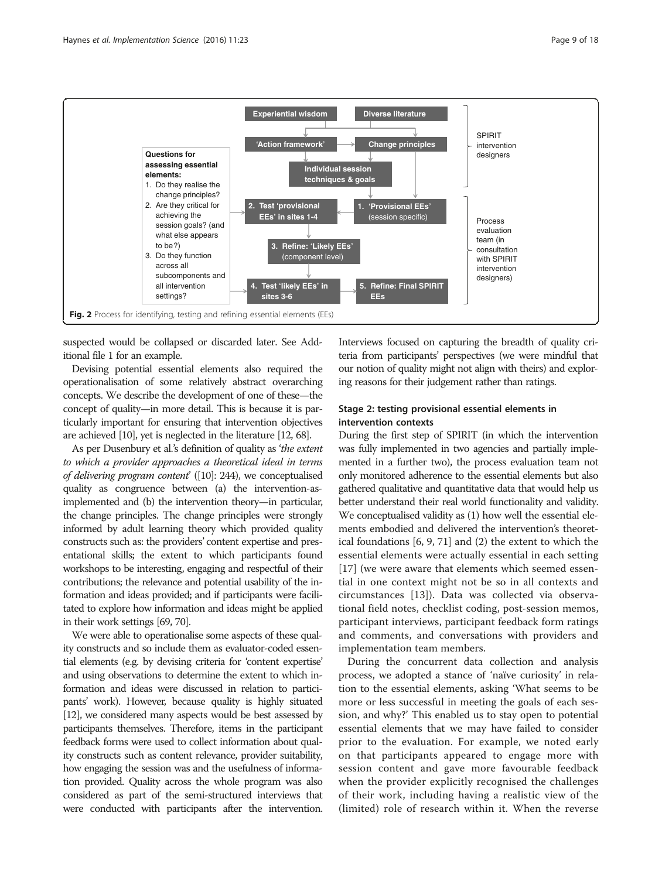Fig. 2 Process for identifying, testing and refining essential elements (EEs)

suspected would be collapsed or discarded later. See Additional file 1 for an example.

Devising potential essential elements also required the operationalisation of some relatively abstract overarching concepts. We describe the development of one of these—the concept of quality—in more detail. This is because it is particularly important for ensuring that intervention objectives are achieved [10], yet is neglected in the literature [12, 68].

As per Dusenbury et al.'s definition of quality as '*the extent to which a provider approaches a theoretical ideal in terms of delivering program content*' ([10]: 244), we conceptualised quality as congruence between (a) the intervention-as-implemented and (b) the intervention theory—in particular, the change principles. The change principles were strongly informed by adult learning theory which provided quality constructs such as: the providers' content expertise and presentational skills; the extent to which participants found workshops to be interesting, engaging and respectful of their contributions; the relevance and potential usability of the information and ideas provided; and if participants were facilitated to explore how information and ideas might be applied in their work settings [69, 70].

We were able to operationalise some aspects of these quality constructs and so include them as evaluator-coded essential elements (e.g. by devising criteria for 'content expertise' and using observations to determine the extent to which information and ideas were discussed in relation to participants' work). However, because quality is highly situated [12], we considered many aspects would be best assessed by participants themselves. Therefore, items in the participant feedback forms were used to collect information about quality constructs such as content relevance, provider suitability, how engaging the session was and the usefulness of information provided. Quality across the whole program was also considered as part of the semi-structured interviews that were conducted with participants after the intervention. Interviews focused on capturing the breadth of quality criteria from participants' perspectives (we were mindful that our notion of quality might not align with theirs) and exploring reasons for their judgement rather than ratings.

### Stage 2: testing provisional essential elements in intervention contexts

During the first step of SPIRIT (in which the intervention was fully implemented in two agencies and partially implemented in a further two), the process evaluation team not only monitored adherence to the essential elements but also gathered qualitative and quantitative data that would help us better understand their real world functionality and validity. We conceptualised validity as (1) how well the essential elements embodied and delivered the intervention's theoretical foundations [6, 9, 71] and (2) the extent to which the essential elements were actually essential in each setting [17] (we were aware that elements which seemed essential in one context might not be so in all contexts and circumstances [13]). Data was collected via observational field notes, checklist coding, post-session memos, participant interviews, participant feedback form ratings and comments, and conversations with providers and implementation team members.

During the concurrent data collection and analysis process, we adopted a stance of 'naïve curiosity' in relation to the essential elements, asking 'What seems to be more or less successful in meeting the goals of each session, and why?' This enabled us to stay open to potential essential elements that we may have failed to consider prior to the evaluation. For example, we noted early on that participants appeared to engage more with session content and gave more favourable feedback when the provider explicitly recognised the challenges of their work, including having a realistic view of the (limited) role of research within it. When the reverse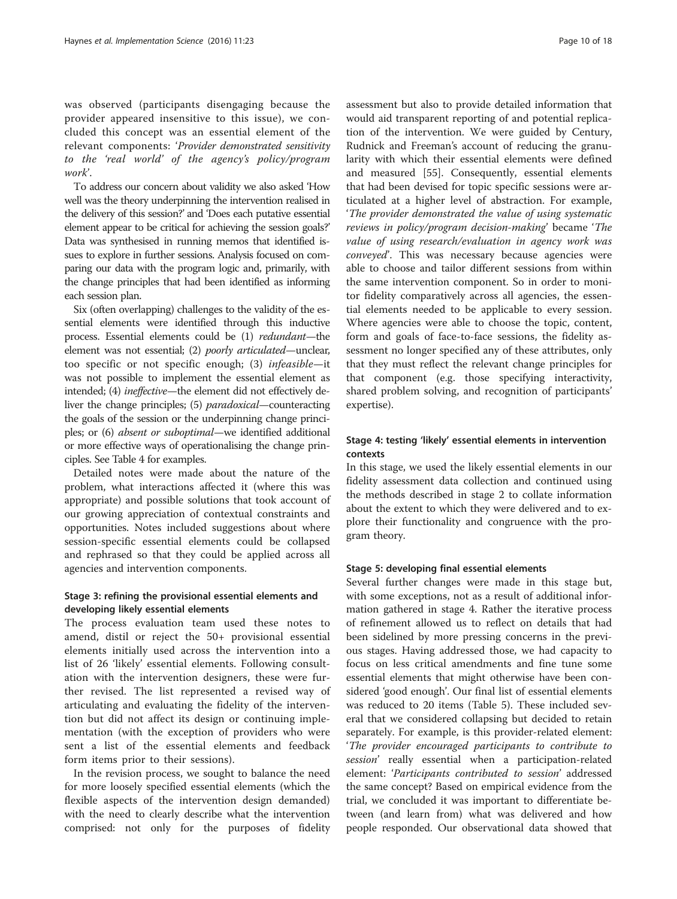was observed (participants disengaging because the provider appeared insensitive to this issue), we concluded this concept was an essential element of the relevant components: '*Provider demonstrated sensitivity to the 'real world' of the agency's policy/program work*'.

To address our concern about validity we also asked 'How well was the theory underpinning the intervention realised in the delivery of this session?' and 'Does each putative essential element appear to be critical for achieving the session goals?' Data was synthesised in running memos that identified issues to explore in further sessions. Analysis focused on comparing our data with the program logic and, primarily, with the change principles that had been identified as informing each session plan.

Six (often overlapping) challenges to the validity of the essential elements were identified through this inductive process. Essential elements could be (1) *redundant*—the element was not essential; (2) *poorly articulated*—unclear, too specific or not specific enough; (3) *infeasible*—it was not possible to implement the essential element as intended; (4) *ineffective*—the element did not effectively deliver the change principles; (5) *paradoxical*—counteracting the goals of the session or the underpinning change principles; or (6) *absent or suboptimal*—we identified additional or more effective ways of operationalising the change principles. See Table 4 for examples.

Detailed notes were made about the nature of the problem, what interactions affected it (where this was appropriate) and possible solutions that took account of our growing appreciation of contextual constraints and opportunities. Notes included suggestions about where session-specific essential elements could be collapsed and rephrased so that they could be applied across all agencies and intervention components.

### Stage 3: refining the provisional essential elements and developing likely essential elements

The process evaluation team used these notes to amend, distil or reject the 50+ provisional essential elements initially used across the intervention into a list of 26 'likely' essential elements. Following consultation with the intervention designers, these were further revised. The list represented a revised way of articulating and evaluating the fidelity of the intervention but did not affect its design or continuing implementation (with the exception of providers who were sent a list of the essential elements and feedback form items prior to their sessions).

In the revision process, we sought to balance the need for more loosely specified essential elements (which the flexible aspects of the intervention design demanded) with the need to clearly describe what the intervention comprised: not only for the purposes of fidelity assessment but also to provide detailed information that would aid transparent reporting of and potential replication of the intervention. We were guided by Century, Rudnick and Freeman's account of reducing the granularity with which their essential elements were defined and measured [55]. Consequently, essential elements that had been devised for topic specific sessions were articulated at a higher level of abstraction. For example, '*The provider demonstrated the value of using systematic reviews in policy/program decision-making*' became '*The value of using research/evaluation in agency work was conveyed*'. This was necessary because agencies were able to choose and tailor different sessions from within the same intervention component. So in order to monitor fidelity comparatively across all agencies, the essential elements needed to be applicable to every session. Where agencies were able to choose the topic, content, form and goals of face-to-face sessions, the fidelity assessment no longer specified any of these attributes, only that they must reflect the relevant change principles for that component (e.g. those specifying interactivity, shared problem solving, and recognition of participants' expertise).

### Stage 4: testing 'likely' essential elements in intervention contexts

In this stage, we used the likely essential elements in our fidelity assessment data collection and continued using the methods described in stage 2 to collate information about the extent to which they were delivered and to explore their functionality and congruence with the program theory.

### Stage 5: developing final essential elements

Several further changes were made in this stage but, with some exceptions, not as a result of additional information gathered in stage 4. Rather the iterative process of refinement allowed us to reflect on details that had been sidelined by more pressing concerns in the previous stages. Having addressed those, we had capacity to focus on less critical amendments and fine tune some essential elements that might otherwise have been considered 'good enough'. Our final list of essential elements was reduced to 20 items (Table 5). These included several that we considered collapsing but decided to retain separately. For example, is this provider-related element: '*The provider encouraged participants to contribute to session*' really essential when a participation-related element: '*Participants contributed to session*' addressed the same concept? Based on empirical evidence from the trial, we concluded it was important to differentiate between (and learn from) what was delivered and how people responded. Our observational data showed that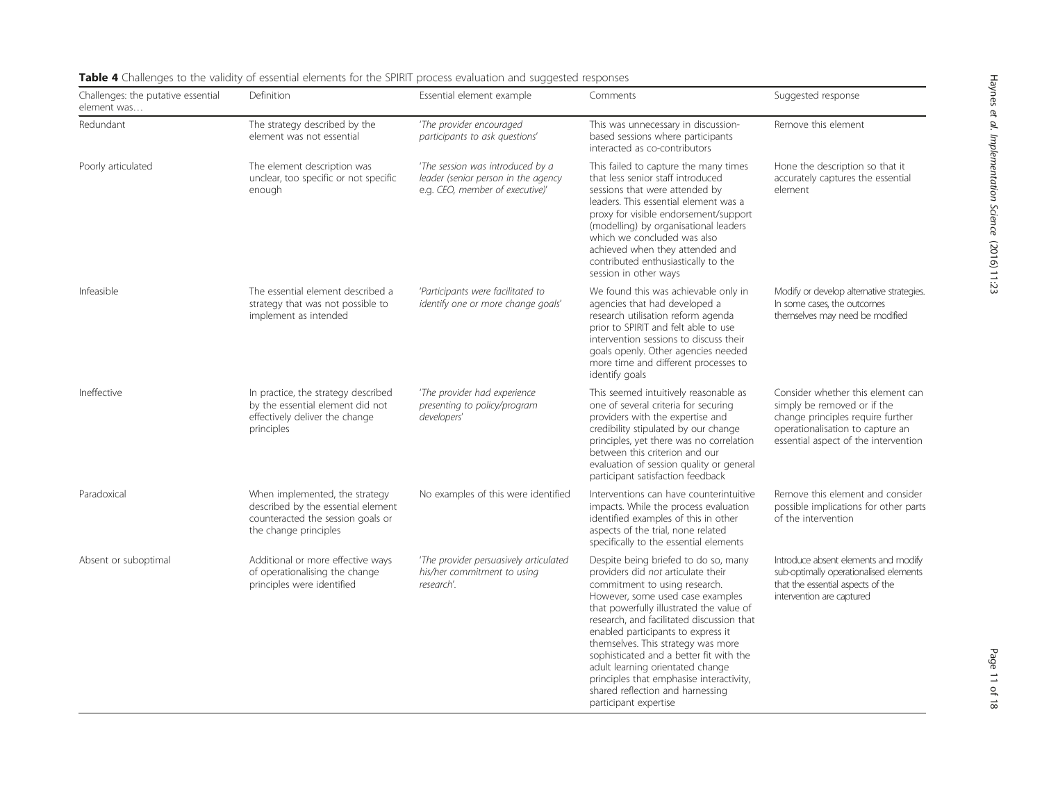**Table 4** Challenges to the validity of essential elements for the SPIRIT process evaluation and suggested responses

| Challenges: the putative essential element was… | Definition | Essential element example | Comments | Suggested response |
|---|---|---|---|---|
| Redundant | The strategy described by the element was not essential | *'The provider encouraged participants to ask questions'* | This was unnecessary in discussion-based sessions where participants interacted as co-contributors | Remove this element |
| Poorly articulated | The element description was unclear, too specific or not specific enough | *'The session was introduced by a leader (senior person in the agency e.g. CEO, member of executive)'* | This failed to capture the many times that less senior staff introduced sessions that were attended by leaders. This essential element was a proxy for visible endorsement/support (modelling) by organisational leaders which we concluded was also achieved when they attended and contributed enthusiastically to the session in other ways | Hone the description so that it accurately captures the essential element |
| Infeasible | The essential element described a strategy that was not possible to implement as intended | *'Participants were facilitated to identify one or more change goals'* | We found this was achievable only in agencies that had developed a research utilisation reform agenda prior to SPIRIT and felt able to use intervention sessions to discuss their goals openly. Other agencies needed more time and different processes to identify goals | Modify or develop alternative strategies. In some cases, the outcomes themselves may need be modified |
| Ineffective | In practice, the strategy described by the essential element did not effectively deliver the change principles | *'The provider had experience presenting to policy/program developers'* | This seemed intuitively reasonable as one of several criteria for securing providers with the expertise and credibility stipulated by our change principles, yet there was no correlation between this criterion and our evaluation of session quality or general participant satisfaction feedback | Consider whether this element can simply be removed or if the change principles require further operationalisation to capture an essential aspect of the intervention |
| Paradoxical | When implemented, the strategy described by the essential element counteracted the session goals or the change principles | No examples of this were identified | Interventions can have counterintuitive impacts. While the process evaluation identified examples of this in other aspects of the trial, none related specifically to the essential elements | Remove this element and consider possible implications for other parts of the intervention |
| Absent or suboptimal | Additional or more effective ways of operationalising the change principles were identified | *'The provider persuasively articulated his/her commitment to using research'.* | Despite being briefed to do so, many providers did *not* articulate their commitment to using research. However, some used case examples that powerfully illustrated the value of research, and facilitated discussion that enabled participants to express it themselves. This strategy was more sophisticated and a better fit with the adult learning orientated change principles that emphasise interactivity, shared reflection and harnessing participant expertise | Introduce absent elements and modify sub-optimally operationalised elements that the essential aspects of the intervention are captured |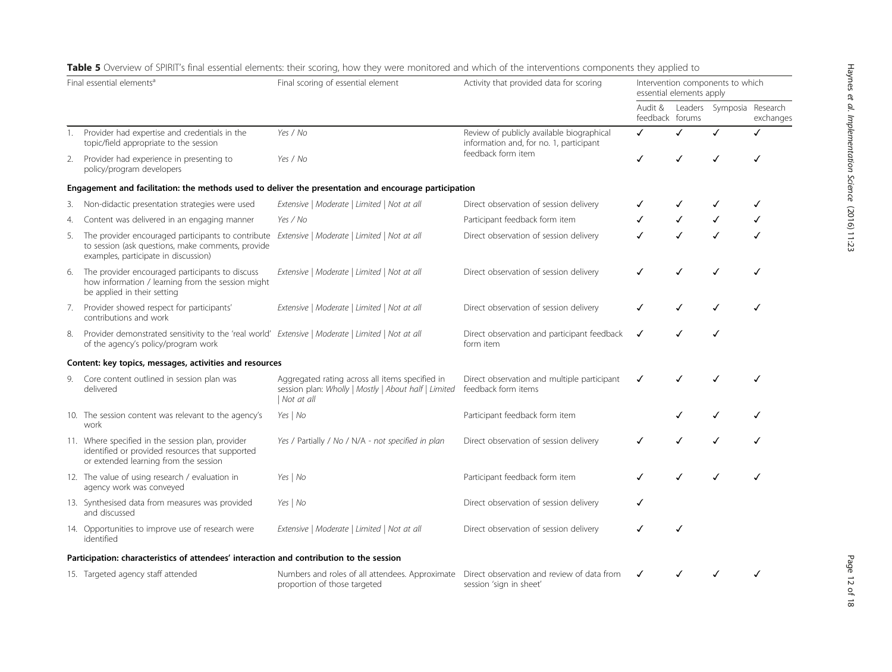**Table 5** Overview of SPIRIT's final essential elements: their scoring, how they were monitored and which of the interventions components they applied to

| Final essential elements[a] | Final scoring of essential element | Activity that provided data for scoring | Intervention components to which essential elements apply | | | |
|---|---|---|---|---|---|---|
| | | | Audit & feedback | Leaders forums | Symposia | Research exchanges |
| 1. Provider had expertise and credentials in the topic/field appropriate to the session | *Yes / No* | Review of publicly available biographical information and, for no. 1, participant feedback form item | ✓ | ✓ | ✓ | ✓ |
| 2. Provider had experience in presenting to policy/program developers | *Yes / No* | | ✓ | ✓ | ✓ | ✓ |
| **Engagement and facilitation: the methods used to deliver the presentation and encourage participation** | | | | | | |
| 3. Non-didactic presentation strategies were used | *Extensive \| Moderate \| Limited \| Not at all* | Direct observation of session delivery | ✓ | ✓ | ✓ | ✓ |
| 4. Content was delivered in an engaging manner | *Yes / No* | Participant feedback form item | ✓ | ✓ | ✓ | ✓ |
| 5. The provider encouraged participants to contribute to session (ask questions, make comments, provide examples, participate in discussion) | *Extensive \| Moderate \| Limited \| Not at all* | Direct observation of session delivery | ✓ | ✓ | ✓ | ✓ |
| 6. The provider encouraged participants to discuss how information / learning from the session might be applied in their setting | *Extensive \| Moderate \| Limited \| Not at all* | Direct observation of session delivery | ✓ | ✓ | ✓ | ✓ |
| 7. Provider showed respect for participants' contributions and work | *Extensive \| Moderate \| Limited \| Not at all* | Direct observation of session delivery | ✓ | ✓ | ✓ | ✓ |
| 8. Provider demonstrated sensitivity to the 'real world' of the agency's policy/program work | *Extensive \| Moderate \| Limited \| Not at all* | Direct observation and participant feedback form item | ✓ | ✓ | ✓ | |
| **Content: key topics, messages, activities and resources** | | | | | | |
| 9. Core content outlined in session plan was delivered | Aggregated rating across all items specified in session plan: *Wholly \| Mostly \| About half \| Limited \| Not at all* | Direct observation and multiple participant feedback form items | ✓ | ✓ | ✓ | ✓ |
| 10. The session content was relevant to the agency's work | *Yes \| No* | Participant feedback form item | | ✓ | ✓ | ✓ |
| 11. Where specified in the session plan, provider identified or provided resources that supported or extended learning from the session | *Yes* / Partially / *No* / N/A - *not specified in plan* | Direct observation of session delivery | ✓ | ✓ | ✓ | ✓ |
| 12. The value of using research / evaluation in agency work was conveyed | *Yes \| No* | Participant feedback form item | ✓ | ✓ | ✓ | ✓ |
| 13. Synthesised data from measures was provided and discussed | *Yes \| No* | Direct observation of session delivery | ✓ | | | |
| 14. Opportunities to improve use of research were identified | *Extensive \| Moderate \| Limited \| Not at all* | Direct observation of session delivery | ✓ | ✓ | | |
| **Participation: characteristics of attendees' interaction and contribution to the session** | | | | | | |
| 15. Targeted agency staff attended | Numbers and roles of all attendees. Approximate proportion of those targeted | Direct observation and review of data from session 'sign in sheet' | ✓ | ✓ | ✓ | ✓ |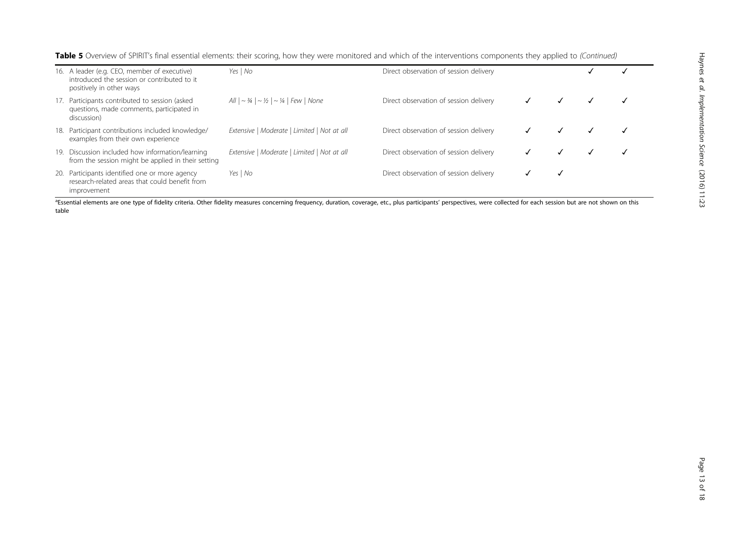**Table 5** Overview of SPIRIT's final essential elements: their scoring, how they were monitored and which of the interventions components they applied to *(Continued)*

| | | | | | | |
|---|---|---|---|---|---|---|
| 16. A leader (e.g. CEO, member of executive) introduced the session or contributed to it positively in other ways | *Yes \| No* | Direct observation of session delivery | | | ✓ | ✓ |
| 17. Participants contributed to session (asked questions, made comments, participated in discussion) | *All \| ~ ¾ \| ~ ½ \| ~ ¼ \| Few \| None* | Direct observation of session delivery | ✓ | ✓ | ✓ | ✓ |
| 18. Participant contributions included knowledge/ examples from their own experience | *Extensive \| Moderate \| Limited \| Not at all* | Direct observation of session delivery | ✓ | ✓ | ✓ | ✓ |
| 19. Discussion included how information/learning from the session might be applied in their setting | *Extensive \| Moderate \| Limited \| Not at all* | Direct observation of session delivery | ✓ | ✓ | ✓ | ✓ |
| 20. Participants identified one or more agency research-related areas that could benefit from improvement | *Yes \| No* | Direct observation of session delivery | ✓ | ✓ | | |

[a]Essential elements are one type of fidelity criteria. Other fidelity measures concerning frequency, duration, coverage, etc., plus participants' perspectives, were collected for each session but are not shown on this table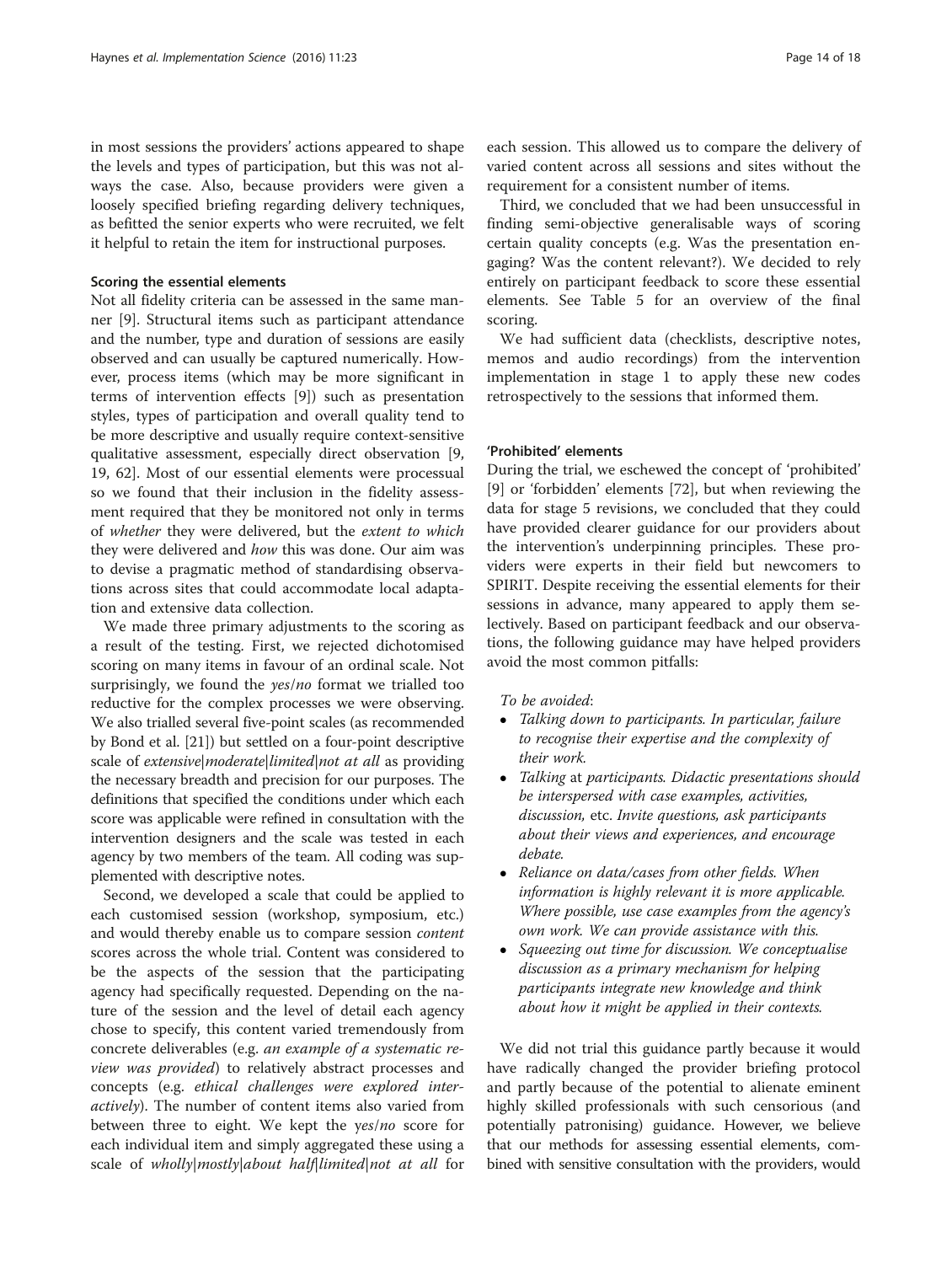in most sessions the providers' actions appeared to shape the levels and types of participation, but this was not always the case. Also, because providers were given a loosely specified briefing regarding delivery techniques, as befitted the senior experts who were recruited, we felt it helpful to retain the item for instructional purposes.

#### Scoring the essential elements

Not all fidelity criteria can be assessed in the same manner [9]. Structural items such as participant attendance and the number, type and duration of sessions are easily observed and can usually be captured numerically. However, process items (which may be more significant in terms of intervention effects [9]) such as presentation styles, types of participation and overall quality tend to be more descriptive and usually require context-sensitive qualitative assessment, especially direct observation [9, 19, 62]. Most of our essential elements were processual so we found that their inclusion in the fidelity assessment required that they be monitored not only in terms of *whether* they were delivered, but the *extent to which* they were delivered and *how* this was done. Our aim was to devise a pragmatic method of standardising observations across sites that could accommodate local adaptation and extensive data collection.

We made three primary adjustments to the scoring as a result of the testing. First, we rejected dichotomised scoring on many items in favour of an ordinal scale. Not surprisingly, we found the *yes/no* format we trialled too reductive for the complex processes we were observing. We also trialled several five-point scales (as recommended by Bond et al. [21]) but settled on a four-point descriptive scale of *extensive|moderate|limited|not at all* as providing the necessary breadth and precision for our purposes. The definitions that specified the conditions under which each score was applicable were refined in consultation with the intervention designers and the scale was tested in each agency by two members of the team. All coding was supplemented with descriptive notes.

Second, we developed a scale that could be applied to each customised session (workshop, symposium, etc.) and would thereby enable us to compare session *content* scores across the whole trial. Content was considered to be the aspects of the session that the participating agency had specifically requested. Depending on the nature of the session and the level of detail each agency chose to specify, this content varied tremendously from concrete deliverables (e.g. *an example of a systematic review was provided*) to relatively abstract processes and concepts (e.g. *ethical challenges were explored interactively*). The number of content items also varied from between three to eight. We kept the *yes/no* score for each individual item and simply aggregated these using a scale of *wholly|mostly|about half|limited|not at all* for each session. This allowed us to compare the delivery of varied content across all sessions and sites without the requirement for a consistent number of items.

Third, we concluded that we had been unsuccessful in finding semi-objective generalisable ways of scoring certain quality concepts (e.g. Was the presentation engaging? Was the content relevant?). We decided to rely entirely on participant feedback to score these essential elements. See Table 5 for an overview of the final scoring.

We had sufficient data (checklists, descriptive notes, memos and audio recordings) from the intervention implementation in stage 1 to apply these new codes retrospectively to the sessions that informed them.

#### 'Prohibited' elements

During the trial, we eschewed the concept of 'prohibited' [9] or 'forbidden' elements [72], but when reviewing the data for stage 5 revisions, we concluded that they could have provided clearer guidance for our providers about the intervention's underpinning principles. These providers were experts in their field but newcomers to SPIRIT. Despite receiving the essential elements for their sessions in advance, many appeared to apply them selectively. Based on participant feedback and our observations, the following guidance may have helped providers avoid the most common pitfalls:

*To be avoided*:

- *Talking down to participants. In particular, failure to recognise their expertise and the complexity of their work.*
- *Talking* at *participants. Didactic presentations should be interspersed with case examples, activities, discussion, etc. Invite questions, ask participants about their views and experiences, and encourage debate.*
- *Reliance on data/cases from other fields. When information is highly relevant it is more applicable. Where possible, use case examples from the agency's own work. We can provide assistance with this.*
- *Squeezing out time for discussion. We conceptualise discussion as a primary mechanism for helping participants integrate new knowledge and think about how it might be applied in their contexts.*

We did not trial this guidance partly because it would have radically changed the provider briefing protocol and partly because of the potential to alienate eminent highly skilled professionals with such censorious (and potentially patronising) guidance. However, we believe that our methods for assessing essential elements, combined with sensitive consultation with the providers, would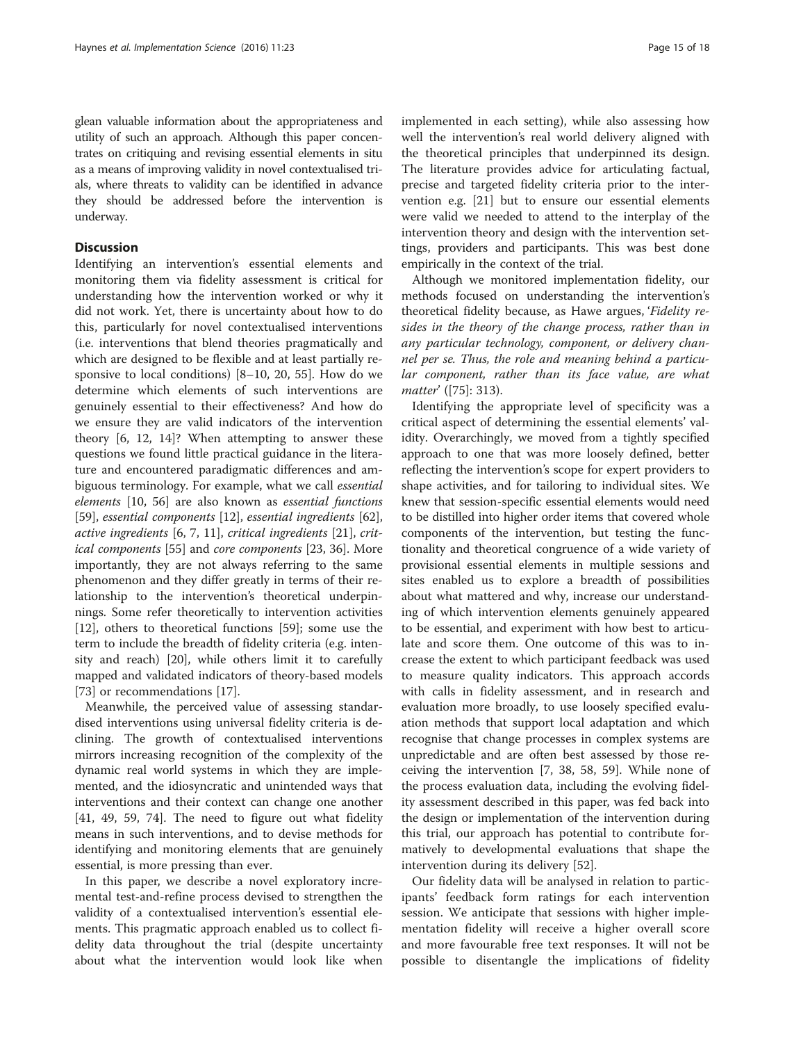glean valuable information about the appropriateness and utility of such an approach. Although this paper concentrates on critiquing and revising essential elements in situ as a means of improving validity in novel contextualised trials, where threats to validity can be identified in advance they should be addressed before the intervention is underway.

## Discussion

Identifying an intervention's essential elements and monitoring them via fidelity assessment is critical for understanding how the intervention worked or why it did not work. Yet, there is uncertainty about how to do this, particularly for novel contextualised interventions (i.e. interventions that blend theories pragmatically and which are designed to be flexible and at least partially responsive to local conditions) [8–10, 20, 55]. How do we determine which elements of such interventions are genuinely essential to their effectiveness? And how do we ensure they are valid indicators of the intervention theory [6, 12, 14]? When attempting to answer these questions we found little practical guidance in the literature and encountered paradigmatic differences and ambiguous terminology. For example, what we call *essential elements* [10, 56] are also known as *essential functions* [59], *essential components* [12], *essential ingredients* [62], *active ingredients* [6, 7, 11], *critical ingredients* [21], *critical components* [55] and *core components* [23, 36]. More importantly, they are not always referring to the same phenomenon and they differ greatly in terms of their relationship to the intervention's theoretical underpinnings. Some refer theoretically to intervention activities [12], others to theoretical functions [59]; some use the term to include the breadth of fidelity criteria (e.g. intensity and reach) [20], while others limit it to carefully mapped and validated indicators of theory-based models [73] or recommendations [17].

Meanwhile, the perceived value of assessing standardised interventions using universal fidelity criteria is declining. The growth of contextualised interventions mirrors increasing recognition of the complexity of the dynamic real world systems in which they are implemented, and the idiosyncratic and unintended ways that interventions and their context can change one another [41, 49, 59, 74]. The need to figure out what fidelity means in such interventions, and to devise methods for identifying and monitoring elements that are genuinely essential, is more pressing than ever.

In this paper, we describe a novel exploratory incremental test-and-refine process devised to strengthen the validity of a contextualised intervention's essential elements. This pragmatic approach enabled us to collect fidelity data throughout the trial (despite uncertainty about what the intervention would look like when implemented in each setting), while also assessing how well the intervention's real world delivery aligned with the theoretical principles that underpinned its design. The literature provides advice for articulating factual, precise and targeted fidelity criteria prior to the intervention e.g. [21] but to ensure our essential elements were valid we needed to attend to the interplay of the intervention theory and design with the intervention settings, providers and participants. This was best done empirically in the context of the trial.

Although we monitored implementation fidelity, our methods focused on understanding the intervention's theoretical fidelity because, as Hawe argues, '*Fidelity resides in the theory of the change process, rather than in any particular technology, component, or delivery channel per se. Thus, the role and meaning behind a particular component, rather than its face value, are what matter*' ([75]: 313).

Identifying the appropriate level of specificity was a critical aspect of determining the essential elements' validity. Overarchingly, we moved from a tightly specified approach to one that was more loosely defined, better reflecting the intervention's scope for expert providers to shape activities, and for tailoring to individual sites. We knew that session-specific essential elements would need to be distilled into higher order items that covered whole components of the intervention, but testing the functionality and theoretical congruence of a wide variety of provisional essential elements in multiple sessions and sites enabled us to explore a breadth of possibilities about what mattered and why, increase our understanding of which intervention elements genuinely appeared to be essential, and experiment with how best to articulate and score them. One outcome of this was to increase the extent to which participant feedback was used to measure quality indicators. This approach accords with calls in fidelity assessment, and in research and evaluation more broadly, to use loosely specified evaluation methods that support local adaptation and which recognise that change processes in complex systems are unpredictable and are often best assessed by those receiving the intervention [7, 38, 58, 59]. While none of the process evaluation data, including the evolving fidelity assessment described in this paper, was fed back into the design or implementation of the intervention during this trial, our approach has potential to contribute formatively to developmental evaluations that shape the intervention during its delivery [52].

Our fidelity data will be analysed in relation to participants' feedback form ratings for each intervention session. We anticipate that sessions with higher implementation fidelity will receive a higher overall score and more favourable free text responses. It will not be possible to disentangle the implications of fidelity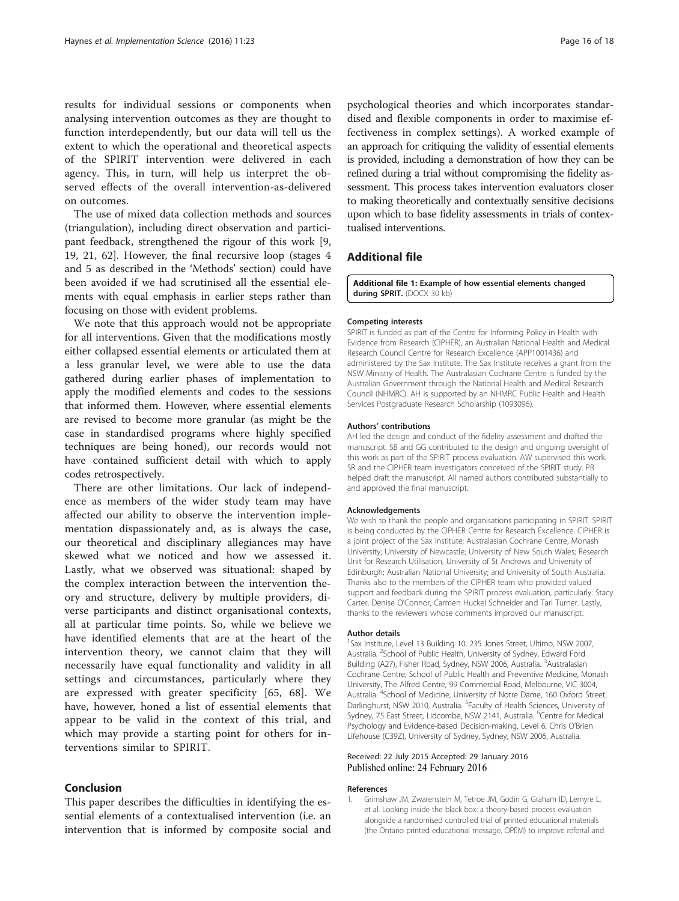results for individual sessions or components when analysing intervention outcomes as they are thought to function interdependently, but our data will tell us the extent to which the operational and theoretical aspects of the SPIRIT intervention were delivered in each agency. This, in turn, will help us interpret the observed effects of the overall intervention-as-delivered on outcomes.

The use of mixed data collection methods and sources (triangulation), including direct observation and participant feedback, strengthened the rigour of this work [9, 19, 21, 62]. However, the final recursive loop (stages 4 and 5 as described in the 'Methods' section) could have been avoided if we had scrutinised all the essential elements with equal emphasis in earlier steps rather than focusing on those with evident problems.

We note that this approach would not be appropriate for all interventions. Given that the modifications mostly either collapsed essential elements or articulated them at a less granular level, we were able to use the data gathered during earlier phases of implementation to apply the modified elements and codes to the sessions that informed them. However, where essential elements are revised to become more granular (as might be the case in standardised programs where highly specified techniques are being honed), our records would not have contained sufficient detail with which to apply codes retrospectively.

There are other limitations. Our lack of independence as members of the wider study team may have affected our ability to observe the intervention implementation dispassionately and, as is always the case, our theoretical and disciplinary allegiances may have skewed what we noticed and how we assessed it. Lastly, what we observed was situational: shaped by the complex interaction between the intervention theory and structure, delivery by multiple providers, diverse participants and distinct organisational contexts, all at particular time points. So, while we believe we have identified elements that are at the heart of the intervention theory, we cannot claim that they will necessarily have equal functionality and validity in all settings and circumstances, particularly where they are expressed with greater specificity [65, 68]. We have, however, honed a list of essential elements that appear to be valid in the context of this trial, and which may provide a starting point for others for interventions similar to SPIRIT.

## Conclusion

This paper describes the difficulties in identifying the essential elements of a contextualised intervention (i.e. an intervention that is informed by composite social and psychological theories and which incorporates standardised and flexible components in order to maximise effectiveness in complex settings). A worked example of an approach for critiquing the validity of essential elements is provided, including a demonstration of how they can be refined during a trial without compromising the fidelity assessment. This process takes intervention evaluators closer to making theoretically and contextually sensitive decisions upon which to base fidelity assessments in trials of contextualised interventions.

## Additional file

**Additional file 1: Example of how essential elements changed during SPIRIT.** (DOCX 30 kb)

#### Competing interests

SPIRIT is funded as part of the Centre for Informing Policy in Health with Evidence from Research (CIPHER), an Australian National Health and Medical Research Council Centre for Research Excellence (APP1001436) and administered by the Sax Institute. The Sax Institute receives a grant from the NSW Ministry of Health. The Australasian Cochrane Centre is funded by the Australian Government through the National Health and Medical Research Council (NHMRC). AH is supported by an NHMRC Public Health and Health Services Postgraduate Research Scholarship (1093096).

#### Authors' contributions

AH led the design and conduct of the fidelity assessment and drafted the manuscript. SB and GG contributed to the design and ongoing oversight of this work as part of the SPIRIT process evaluation. AW supervised this work. SR and the CIPHER team investigators conceived of the SPIRIT study. PB helped draft the manuscript. All named authors contributed substantially to and approved the final manuscript.

#### Acknowledgements

We wish to thank the people and organisations participating in SPIRIT. SPIRIT is being conducted by the CIPHER Centre for Research Excellence. CIPHER is a joint project of the Sax Institute; Australasian Cochrane Centre, Monash University; University of Newcastle; University of New South Wales; Research Unit for Research Utilisation, University of St Andrews and University of Edinburgh; Australian National University; and University of South Australia. Thanks also to the members of the CIPHER team who provided valued support and feedback during the SPIRIT process evaluation, particularly: Stacy Carter, Denise O'Connor, Carmen Huckel Schneider and Tari Turner. Lastly, thanks to the reviewers whose comments improved our manuscript.

#### Author details

[1]Sax Institute, Level 13 Building 10, 235 Jones Street, Ultimo, NSW 2007, Australia. [2]School of Public Health, University of Sydney, Edward Ford Building (A27), Fisher Road, Sydney, NSW 2006, Australia. [3]Australasian Cochrane Centre, School of Public Health and Preventive Medicine, Monash University, The Alfred Centre, 99 Commercial Road, Melbourne, VIC 3004, Australia. [4]School of Medicine, University of Notre Dame, 160 Oxford Street, Darlinghurst, NSW 2010, Australia. [5]Faculty of Health Sciences, University of Sydney, 75 East Street, Lidcombe, NSW 2141, Australia. [6]Centre for Medical Psychology and Evidence-based Decision-making, Level 6, Chris O'Brien Lifehouse (C39Z), University of Sydney, Sydney, NSW 2006, Australia.

Received: 22 July 2015 Accepted: 29 January 2016
Published online: 24 February 2016

#### References

1. Grimshaw JM, Zwarenstein M, Tetroe JM, Godin G, Graham ID, Lemyre L, et al. Looking inside the black box: a theory-based process evaluation alongside a randomised controlled trial of printed educational materials (the Ontario printed educational message, OPEM) to improve referral and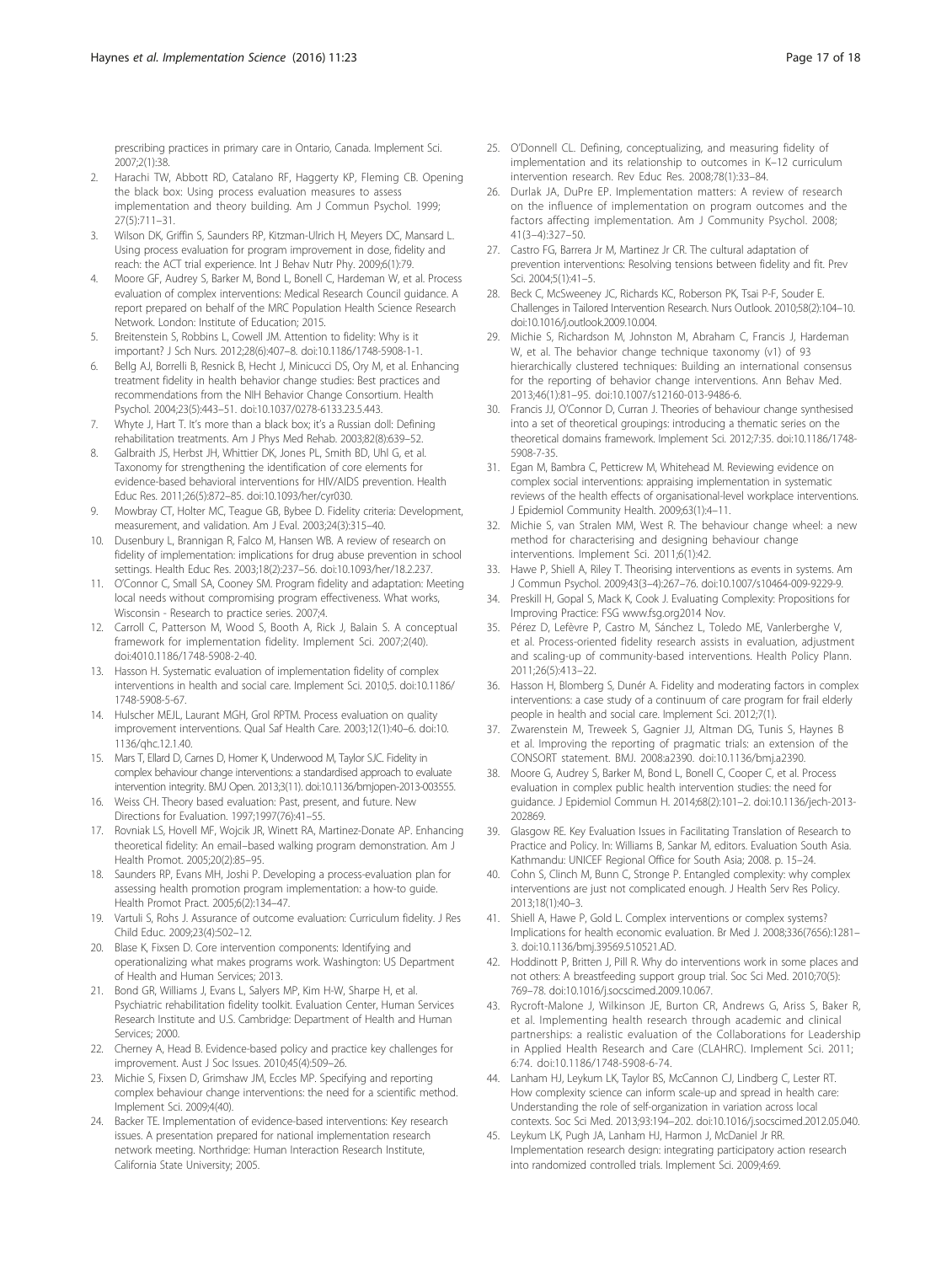prescribing practices in primary care in Ontario, Canada. Implement Sci. 2007;2(1):38.

2. Harachi TW, Abbott RD, Catalano RF, Haggerty KP, Fleming CB. Opening the black box: Using process evaluation measures to assess implementation and theory building. Am J Commun Psychol. 1999; 27(5):711–31.
3. Wilson DK, Griffin S, Saunders RP, Kitzman-Ulrich H, Meyers DC, Mansard L. Using process evaluation for program improvement in dose, fidelity and reach: the ACT trial experience. Int J Behav Nutr Phy. 2009;6(1):79.
4. Moore GF, Audrey S, Barker M, Bond L, Bonell C, Hardeman W, et al. Process evaluation of complex interventions: Medical Research Council guidance. A report prepared on behalf of the MRC Population Health Science Research Network. London: Institute of Education; 2015.
5. Breitenstein S, Robbins L, Cowell JM. Attention to fidelity: Why is it important? J Sch Nurs. 2012;28(6):407–8. doi:10.1186/1748-5908-1-1.
6. Bellg AJ, Borrelli B, Resnick B, Hecht J, Minicucci DS, Ory M, et al. Enhancing treatment fidelity in health behavior change studies: Best practices and recommendations from the NIH Behavior Change Consortium. Health Psychol. 2004;23(5):443–51. doi:10.1037/0278-6133.23.5.443.
7. Whyte J, Hart T. It's more than a black box; it's a Russian doll: Defining rehabilitation treatments. Am J Phys Med Rehab. 2003;82(8):639–52.
8. Galbraith JS, Herbst JH, Whittier DK, Jones PL, Smith BD, Uhl G, et al. Taxonomy for strengthening the identification of core elements for evidence-based behavioral interventions for HIV/AIDS prevention. Health Educ Res. 2011;26(5):872–85. doi:10.1093/her/cyr030.
9. Mowbray CT, Holter MC, Teague GB, Bybee D. Fidelity criteria: Development, measurement, and validation. Am J Eval. 2003;24(3):315–40.
10. Dusenbury L, Brannigan R, Falco M, Hansen WB. A review of research on fidelity of implementation: implications for drug abuse prevention in school settings. Health Educ Res. 2003;18(2):237–56. doi:10.1093/her/18.2.237.
11. O'Connor C, Small SA, Cooney SM. Program fidelity and adaptation: Meeting local needs without compromising program effectiveness. What works, Wisconsin - Research to practice series. 2007;4.
12. Carroll C, Patterson M, Wood S, Booth A, Rick J, Balain S. A conceptual framework for implementation fidelity. Implement Sci. 2007;2(40). doi:4010.1186/1748-5908-2-40.
13. Hasson H. Systematic evaluation of implementation fidelity of complex interventions in health and social care. Implement Sci. 2010;5. doi:10.1186/1748-5908-5-67.
14. Hulscher MEJL, Laurant MGH, Grol RPTM. Process evaluation on quality improvement interventions. Qual Saf Health Care. 2003;12(1):40–6. doi:10.1136/qhc.12.1.40.
15. Mars T, Ellard D, Carnes D, Homer K, Underwood M, Taylor SJC. Fidelity in complex behaviour change interventions: a standardised approach to evaluate intervention integrity. BMJ Open. 2013;3(11). doi:10.1136/bmjopen-2013-003555.
16. Weiss CH. Theory based evaluation: Past, present, and future. New Directions for Evaluation. 1997;1997(76):41–55.
17. Rovniak LS, Hovell MF, Wojcik JR, Winett RA, Martinez-Donate AP. Enhancing theoretical fidelity: An email–based walking program demonstration. Am J Health Promot. 2005;20(2):85–95.
18. Saunders RP, Evans MH, Joshi P. Developing a process-evaluation plan for assessing health promotion program implementation: a how-to guide. Health Promot Pract. 2005;6(2):134–47.
19. Vartuli S, Rohs J. Assurance of outcome evaluation: Curriculum fidelity. J Res Child Educ. 2009;23(4):502–12.
20. Blase K, Fixsen D. Core intervention components: Identifying and operationalizing what makes programs work. Washington: US Department of Health and Human Services; 2013.
21. Bond GR, Williams J, Evans L, Salyers MP, Kim H-W, Sharpe H, et al. Psychiatric rehabilitation fidelity toolkit. Evaluation Center, Human Services Research Institute and U.S. Cambridge: Department of Health and Human Services; 2000.
22. Cherney A, Head B. Evidence-based policy and practice key challenges for improvement. Aust J Soc Issues. 2010;45(4):509–26.
23. Michie S, Fixsen D, Grimshaw JM, Eccles MP. Specifying and reporting complex behaviour change interventions: the need for a scientific method. Implement Sci. 2009;4(40).
24. Backer TE. Implementation of evidence-based interventions: Key research issues. A presentation prepared for national implementation research network meeting. Northridge: Human Interaction Research Institute, California State University; 2005.
25. O'Donnell CL. Defining, conceptualizing, and measuring fidelity of implementation and its relationship to outcomes in K–12 curriculum intervention research. Rev Educ Res. 2008;78(1):33–84.
26. Durlak JA, DuPre EP. Implementation matters: A review of research on the influence of implementation on program outcomes and the factors affecting implementation. Am J Community Psychol. 2008; 41(3–4):327–50.
27. Castro FG, Barrera Jr M, Martinez Jr CR. The cultural adaptation of prevention interventions: Resolving tensions between fidelity and fit. Prev Sci. 2004;5(1):41–5.
28. Beck C, McSweeney JC, Richards KC, Roberson PK, Tsai P-F, Souder E. Challenges in Tailored Intervention Research. Nurs Outlook. 2010;58(2):104–10. doi:10.1016/j.outlook.2009.10.004.
29. Michie S, Richardson M, Johnston M, Abraham C, Francis J, Hardeman W, et al. The behavior change technique taxonomy (v1) of 93 hierarchically clustered techniques: Building an international consensus for the reporting of behavior change interventions. Ann Behav Med. 2013;46(1):81–95. doi:10.1007/s12160-013-9486-6.
30. Francis JJ, O'Connor D, Curran J. Theories of behaviour change synthesised into a set of theoretical groupings: introducing a thematic series on the theoretical domains framework. Implement Sci. 2012;7:35. doi:10.1186/1748-5908-7-35.
31. Egan M, Bambra C, Petticrew M, Whitehead M. Reviewing evidence on complex social interventions: appraising implementation in systematic reviews of the health effects of organisational-level workplace interventions. J Epidemiol Community Health. 2009;63(1):4–11.
32. Michie S, van Stralen MM, West R. The behaviour change wheel: a new method for characterising and designing behaviour change interventions. Implement Sci. 2011;6(1):42.
33. Hawe P, Shiell A, Riley T. Theorising interventions as events in systems. Am J Commun Psychol. 2009;43(3–4):267–76. doi:10.1007/s10464-009-9229-9.
34. Preskill H, Gopal S, Mack K, Cook J. Evaluating Complexity: Propositions for Improving Practice: FSG www.fsg.org2014 Nov.
35. Pérez D, Lefèvre P, Castro M, Sánchez L, Toledo ME, Vanlerberghe V, et al. Process-oriented fidelity research assists in evaluation, adjustment and scaling-up of community-based interventions. Health Policy Plann. 2011;26(5):413–22.
36. Hasson H, Blomberg S, Dunér A. Fidelity and moderating factors in complex interventions: a case study of a continuum of care program for frail elderly people in health and social care. Implement Sci. 2012;7(1).
37. Zwarenstein M, Treweek S, Gagnier JJ, Altman DG, Tunis S, Haynes B et al. Improving the reporting of pragmatic trials: an extension of the CONSORT statement. BMJ. 2008:a2390. doi:10.1136/bmj.a2390.
38. Moore G, Audrey S, Barker M, Bond L, Bonell C, Cooper C, et al. Process evaluation in complex public health intervention studies: the need for guidance. J Epidemiol Commun H. 2014;68(2):101–2. doi:10.1136/jech-2013-202869.
39. Glasgow RE. Key Evaluation Issues in Facilitating Translation of Research to Practice and Policy. In: Williams B, Sankar M, editors. Evaluation South Asia. Kathmandu: UNICEF Regional Office for South Asia; 2008. p. 15–24.
40. Cohn S, Clinch M, Bunn C, Stronge P. Entangled complexity: why complex interventions are just not complicated enough. J Health Serv Res Policy. 2013;18(1):40–3.
41. Shiell A, Hawe P, Gold L. Complex interventions or complex systems? Implications for health economic evaluation. Br Med J. 2008;336(7656):1281–3. doi:10.1136/bmj.39569.510521.AD.
42. Hoddinott P, Britten J, Pill R. Why do interventions work in some places and not others: A breastfeeding support group trial. Soc Sci Med. 2010;70(5): 769–78. doi:10.1016/j.socscimed.2009.10.067.
43. Rycroft-Malone J, Wilkinson JE, Burton CR, Andrews G, Ariss S, Baker R, et al. Implementing health research through academic and clinical partnerships: a realistic evaluation of the Collaborations for Leadership in Applied Health Research and Care (CLAHRC). Implement Sci. 2011; 6:74. doi:10.1186/1748-5908-6-74.
44. Lanham HJ, Leykum LK, Taylor BS, McCannon CJ, Lindberg C, Lester RT. How complexity science can inform scale-up and spread in health care: Understanding the role of self-organization in variation across local contexts. Soc Sci Med. 2013;93:194–202. doi:10.1016/j.socscimed.2012.05.040.
45. Leykum LK, Pugh JA, Lanham HJ, Harmon J, McDaniel Jr RR. Implementation research design: integrating participatory action research into randomized controlled trials. Implement Sci. 2009;4:69.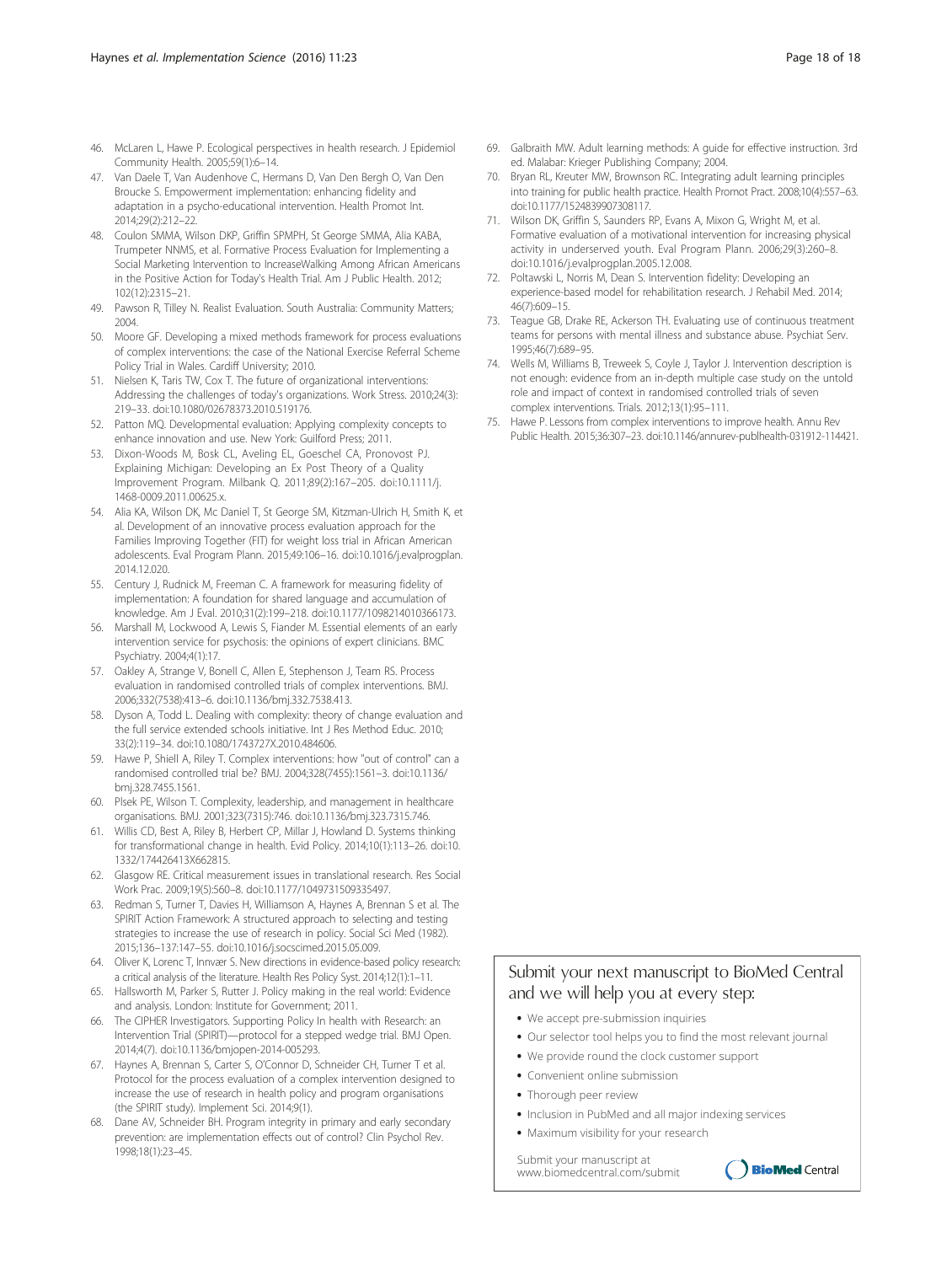46. McLaren L, Hawe P. Ecological perspectives in health research. J Epidemiol Community Health. 2005;59(1):6–14.
47. Van Daele T, Van Audenhove C, Hermans D, Van Den Bergh O, Van Den Broucke S. Empowerment implementation: enhancing fidelity and adaptation in a psycho-educational intervention. Health Promot Int. 2014;29(2):212–22.
48. Coulon SMMA, Wilson DKP, Griffin SPMPH, St George SMMA, Alia KABA, Trumpeter NNMS, et al. Formative Process Evaluation for Implementing a Social Marketing Intervention to IncreaseWalking Among African Americans in the Positive Action for Today's Health Trial. Am J Public Health. 2012; 102(12):2315–21.
49. Pawson R, Tilley N. Realist Evaluation. South Australia: Community Matters; 2004.
50. Moore GF. Developing a mixed methods framework for process evaluations of complex interventions: the case of the National Exercise Referral Scheme Policy Trial in Wales. Cardiff University; 2010.
51. Nielsen K, Taris TW, Cox T. The future of organizational interventions: Addressing the challenges of today's organizations. Work Stress. 2010;24(3): 219–33. doi:10.1080/02678373.2010.519176.
52. Patton MQ. Developmental evaluation: Applying complexity concepts to enhance innovation and use. New York: Guilford Press; 2011.
53. Dixon-Woods M, Bosk CL, Aveling EL, Goeschel CA, Pronovost PJ. Explaining Michigan: Developing an Ex Post Theory of a Quality Improvement Program. Milbank Q. 2011;89(2):167–205. doi:10.1111/j. 1468-0009.2011.00625.x.
54. Alia KA, Wilson DK, Mc Daniel T, St George SM, Kitzman-Ulrich H, Smith K, et al. Development of an innovative process evaluation approach for the Families Improving Together (FIT) for weight loss trial in African American adolescents. Eval Program Plann. 2015;49:106–16. doi:10.1016/j.evalprogplan. 2014.12.020.
55. Century J, Rudnick M, Freeman C. A framework for measuring fidelity of implementation: A foundation for shared language and accumulation of knowledge. Am J Eval. 2010;31(2):199–218. doi:10.1177/1098214010366173.
56. Marshall M, Lockwood A, Lewis S, Fiander M. Essential elements of an early intervention service for psychosis: the opinions of expert clinicians. BMC Psychiatry. 2004;4(1):17.
57. Oakley A, Strange V, Bonell C, Allen E, Stephenson J, Team RS. Process evaluation in randomised controlled trials of complex interventions. BMJ. 2006;332(7538):413–6. doi:10.1136/bmj.332.7538.413.
58. Dyson A, Todd L. Dealing with complexity: theory of change evaluation and the full service extended schools initiative. Int J Res Method Educ. 2010; 33(2):119–34. doi:10.1080/1743727X.2010.484606.
59. Hawe P, Shiell A, Riley T. Complex interventions: how "out of control" can a randomised controlled trial be? BMJ. 2004;328(7455):1561–3. doi:10.1136/ bmj.328.7455.1561.
60. Plsek PE, Wilson T. Complexity, leadership, and management in healthcare organisations. BMJ. 2001;323(7315):746. doi:10.1136/bmj.323.7315.746.
61. Willis CD, Best A, Riley B, Herbert CP, Millar J, Howland D. Systems thinking for transformational change in health. Evid Policy. 2014;10(1):113–26. doi:10. 1332/174426413X662815.
62. Glasgow RE. Critical measurement issues in translational research. Res Social Work Prac. 2009;19(5):560–8. doi:10.1177/1049731509335497.
63. Redman S, Turner T, Davies H, Williamson A, Haynes A, Brennan S et al. The SPIRIT Action Framework: A structured approach to selecting and testing strategies to increase the use of research in policy. Social Sci Med (1982). 2015;136–137:147–55. doi:10.1016/j.socscimed.2015.05.009.
64. Oliver K, Lorenc T, Innvær S. New directions in evidence-based policy research: a critical analysis of the literature. Health Res Policy Syst. 2014;12(1):1–11.
65. Hallsworth M, Parker S, Rutter J. Policy making in the real world: Evidence and analysis. London: Institute for Government; 2011.
66. The CIPHER Investigators. Supporting Policy In health with Research: an Intervention Trial (SPIRIT)—protocol for a stepped wedge trial. BMJ Open. 2014;4(7). doi:10.1136/bmjopen-2014-005293.
67. Haynes A, Brennan S, Carter S, O'Connor D, Schneider CH, Turner T et al. Protocol for the process evaluation of a complex intervention designed to increase the use of research in health policy and program organisations (the SPIRIT study). Implement Sci. 2014;9(1).
68. Dane AV, Schneider BH. Program integrity in primary and early secondary prevention: are implementation effects out of control? Clin Psychol Rev. 1998;18(1):23–45.
69. Galbraith MW. Adult learning methods: A guide for effective instruction. 3rd ed. Malabar: Krieger Publishing Company; 2004.
70. Bryan RL, Kreuter MW, Brownson RC. Integrating adult learning principles into training for public health practice. Health Promot Pract. 2008;10(4):557–63. doi:10.1177/1524839907308117.
71. Wilson DK, Griffin S, Saunders RP, Evans A, Mixon G, Wright M, et al. Formative evaluation of a motivational intervention for increasing physical activity in underserved youth. Eval Program Plann. 2006;29(3):260–8. doi:10.1016/j.evalprogplan.2005.12.008.
72. Poltawski L, Norris M, Dean S. Intervention fidelity: Developing an experience-based model for rehabilitation research. J Rehabil Med. 2014; 46(7):609–15.
73. Teague GB, Drake RE, Ackerson TH. Evaluating use of continuous treatment teams for persons with mental illness and substance abuse. Psychiat Serv. 1995;46(7):689–95.
74. Wells M, Williams B, Treweek S, Coyle J, Taylor J. Intervention description is not enough: evidence from an in-depth multiple case study on the untold role and impact of context in randomised controlled trials of seven complex interventions. Trials. 2012;13(1):95–111.
75. Hawe P. Lessons from complex interventions to improve health. Annu Rev Public Health. 2015;36:307–23. doi:10.1146/annurev-publhealth-031912-114421.

## Submit your next manuscript to BioMed Central and we will help you at every step:

- We accept pre-submission inquiries
- Our selector tool helps you to find the most relevant journal
- We provide round the clock customer support
- Convenient online submission
- Thorough peer review
- Inclusion in PubMed and all major indexing services
- Maximum visibility for your research

Submit your manuscript at
www.biomedcentral.com/submit

BioMed Central